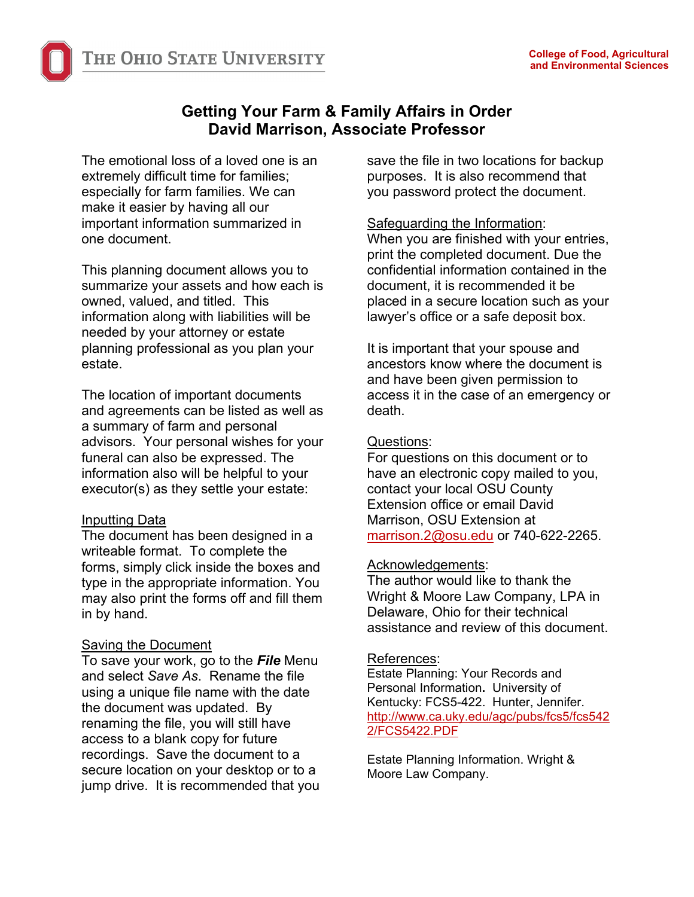THE OHIO STATE UNIVERSITY

College of Food, Agricultural and Environmental Sciences

# Getting Your Farm & Family Affairs in Order
## David Marrison, Associate Professor

The emotional loss of a loved one is an extremely difficult time for families; especially for farm families. We can make it easier by having all our important information summarized in one document.

This planning document allows you to summarize your assets and how each is owned, valued, and titled. This information along with liabilities will be needed by your attorney or estate planning professional as you plan your estate.

The location of important documents and agreements can be listed as well as a summary of farm and personal advisors. Your personal wishes for your funeral can also be expressed. The information also will be helpful to your executor(s) as they settle your estate:

Inputting Data
The document has been designed in a writeable format. To complete the forms, simply click inside the boxes and type in the appropriate information. You may also print the forms off and fill them in by hand.

Saving the Document
To save your work, go to the ***File*** Menu and select *Save As*. Rename the file using a unique file name with the date the document was updated. By renaming the file, you will still have access to a blank copy for future recordings. Save the document to a secure location on your desktop or to a jump drive. It is recommended that you save the file in two locations for backup purposes. It is also recommend that you password protect the document.

Safeguarding the Information:
When you are finished with your entries, print the completed document. Due the confidential information contained in the document, it is recommended it be placed in a secure location such as your lawyer's office or a safe deposit box.

It is important that your spouse and ancestors know where the document is and have been given permission to access it in the case of an emergency or death.

Questions:
For questions on this document or to have an electronic copy mailed to you, contact your local OSU County Extension office or email David Marrison, OSU Extension at marrison.2@osu.edu or 740-622-2265.

Acknowledgements:
The author would like to thank the Wright & Moore Law Company, LPA in Delaware, Ohio for their technical assistance and review of this document.

References:
Estate Planning: Your Records and Personal Information. University of Kentucky: FCS5-422. Hunter, Jennifer. http://www.ca.uky.edu/agc/pubs/fcs5/fcs5422/FCS5422.PDF

Estate Planning Information. Wright & Moore Law Company.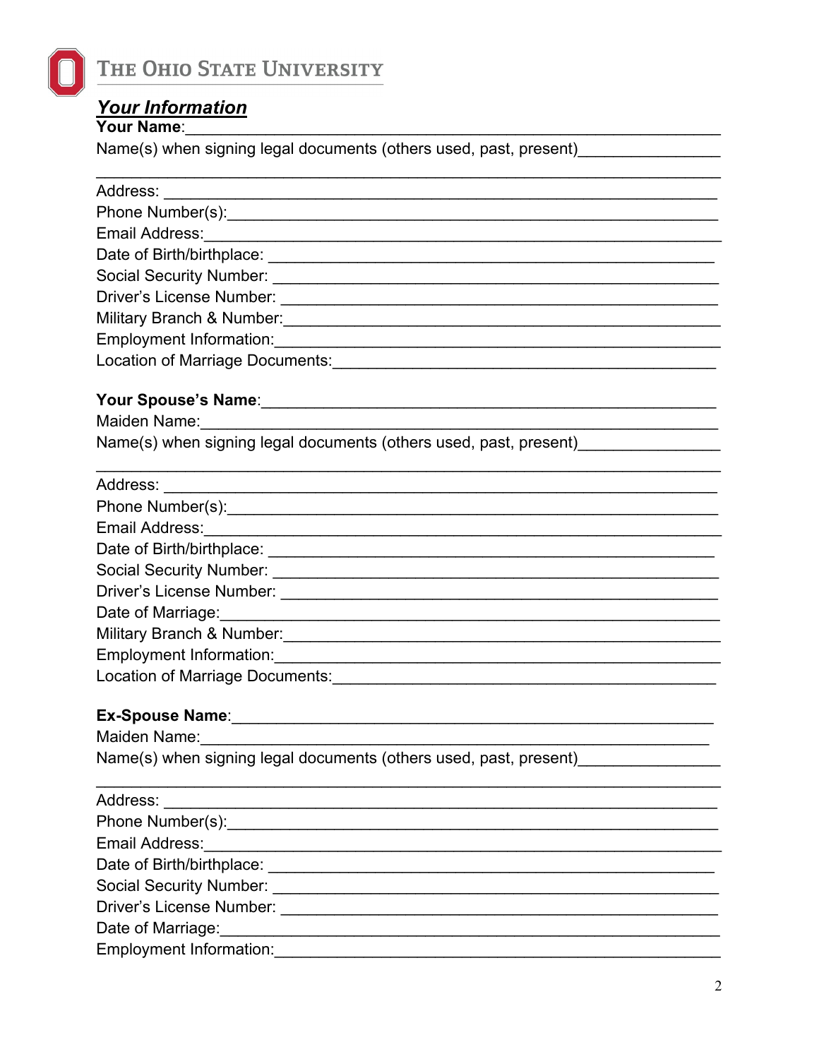THE OHIO STATE UNIVERSITY

## ***Your Information***

**Your Name**:______________________________________________________________

Name(s) when signing legal documents (others used, past, present)________________

________________________________________________________________________

Address: _________________________________________________________________

Phone Number(s):__________________________________________________________

Email Address:____________________________________________________________

Date of Birth/birthplace: ____________________________________________________

Social Security Number: ____________________________________________________

Driver's License Number: ___________________________________________________

Military Branch & Number:___________________________________________________

Employment Information:____________________________________________________

Location of Marriage Documents:_____________________________________________

**Your Spouse's Name**:______________________________________________________

Maiden Name:_____________________________________________________________

Name(s) when signing legal documents (others used, past, present)________________

________________________________________________________________________

Address: _________________________________________________________________

Phone Number(s):__________________________________________________________

Email Address:____________________________________________________________

Date of Birth/birthplace: ____________________________________________________

Social Security Number: ____________________________________________________

Driver's License Number: ___________________________________________________

Date of Marriage:__________________________________________________________

Military Branch & Number:___________________________________________________

Employment Information:____________________________________________________

Location of Marriage Documents:_____________________________________________

**Ex-Spouse Name**:________________________________________________________

Maiden Name:_____________________________________________________________

Name(s) when signing legal documents (others used, past, present)________________

________________________________________________________________________

Address: _________________________________________________________________

Phone Number(s):__________________________________________________________

Email Address:____________________________________________________________

Date of Birth/birthplace: ____________________________________________________

Social Security Number: ____________________________________________________

Driver's License Number: ___________________________________________________

Date of Marriage:__________________________________________________________

Employment Information:____________________________________________________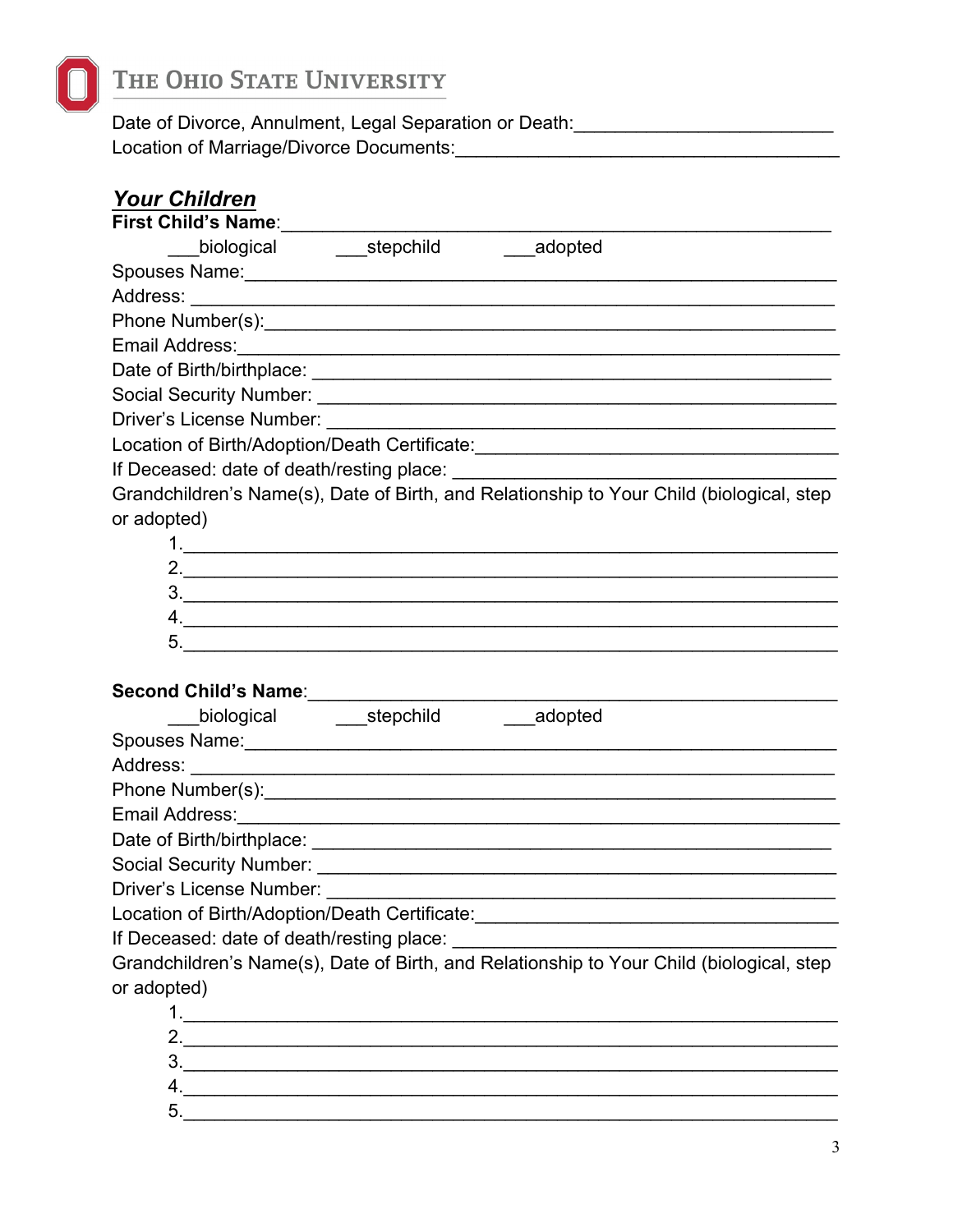Date of Divorce, Annulment, Legal Separation or Death:_________________________

Location of Marriage/Divorce Documents:_____________________________________

## ***Your Children***

**First Child's Name**:____________________________________________________

___biological ___stepchild ___adopted

Spouses Name:________________________________________________________

Address: ____________________________________________________________

Phone Number(s):______________________________________________________

Email Address:_________________________________________________________

Date of Birth/birthplace: _________________________________________________

Social Security Number: _________________________________________________

Driver's License Number: ________________________________________________

Location of Birth/Adoption/Death Certificate:__________________________________

If Deceased: date of death/resting place: ____________________________________

Grandchildren's Name(s), Date of Birth, and Relationship to Your Child (biological, step or adopted)

1.____________________________________________________________
2.____________________________________________________________
3.____________________________________________________________
4.____________________________________________________________
5.____________________________________________________________

**Second Child's Name**:__________________________________________________

___biological ___stepchild ___adopted

Spouses Name:________________________________________________________

Address: ____________________________________________________________

Phone Number(s):______________________________________________________

Email Address:_________________________________________________________

Date of Birth/birthplace: _________________________________________________

Social Security Number: _________________________________________________

Driver's License Number: ________________________________________________

Location of Birth/Adoption/Death Certificate:__________________________________

If Deceased: date of death/resting place: ____________________________________

Grandchildren's Name(s), Date of Birth, and Relationship to Your Child (biological, step or adopted)

1.____________________________________________________________
2.____________________________________________________________
3.____________________________________________________________
4.____________________________________________________________
5.____________________________________________________________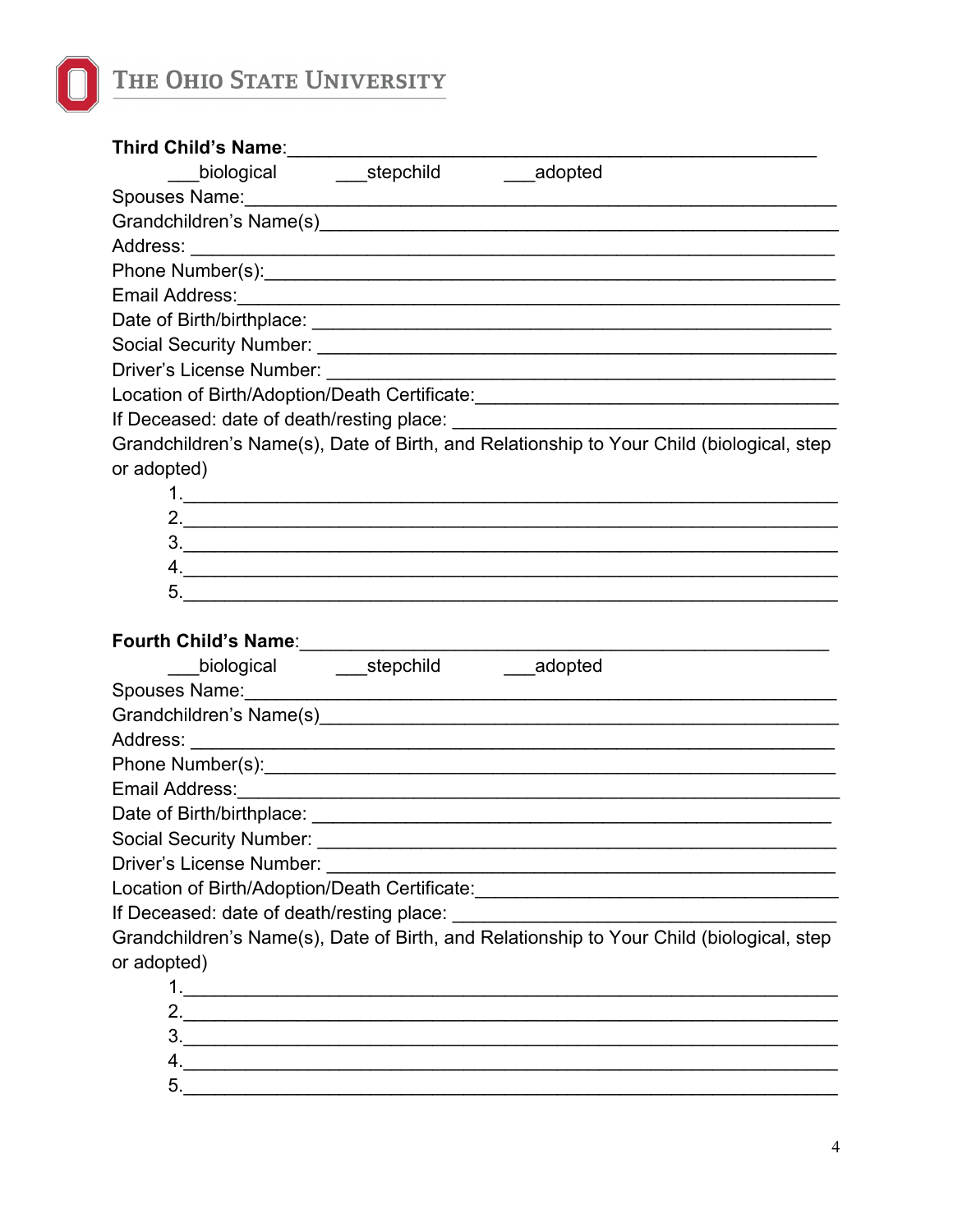**Third Child's Name**:_____________________________________________________

___biological ___stepchild ___adopted

Spouses Name:___________________________________________________________

Grandchildren's Name(s)___________________________________________________

Address: _______________________________________________________________

Phone Number(s):_________________________________________________________

Email Address:___________________________________________________________

Date of Birth/birthplace: __________________________________________________

Social Security Number: ___________________________________________________

Driver's License Number: __________________________________________________

Location of Birth/Adoption/Death Certificate:_________________________________

If Deceased: date of death/resting place: ____________________________________

Grandchildren's Name(s), Date of Birth, and Relationship to Your Child (biological, step or adopted)

1.____________________________________________________________
2.____________________________________________________________
3.____________________________________________________________
4.____________________________________________________________
5.____________________________________________________________

**Fourth Child's Name**:____________________________________________________

___biological ___stepchild ___adopted

Spouses Name:___________________________________________________________

Grandchildren's Name(s)___________________________________________________

Address: _______________________________________________________________

Phone Number(s):_________________________________________________________

Email Address:___________________________________________________________

Date of Birth/birthplace: __________________________________________________

Social Security Number: ___________________________________________________

Driver's License Number: __________________________________________________

Location of Birth/Adoption/Death Certificate:_________________________________

If Deceased: date of death/resting place: ____________________________________

Grandchildren's Name(s), Date of Birth, and Relationship to Your Child (biological, step or adopted)

1.____________________________________________________________
2.____________________________________________________________
3.____________________________________________________________
4.____________________________________________________________
5.____________________________________________________________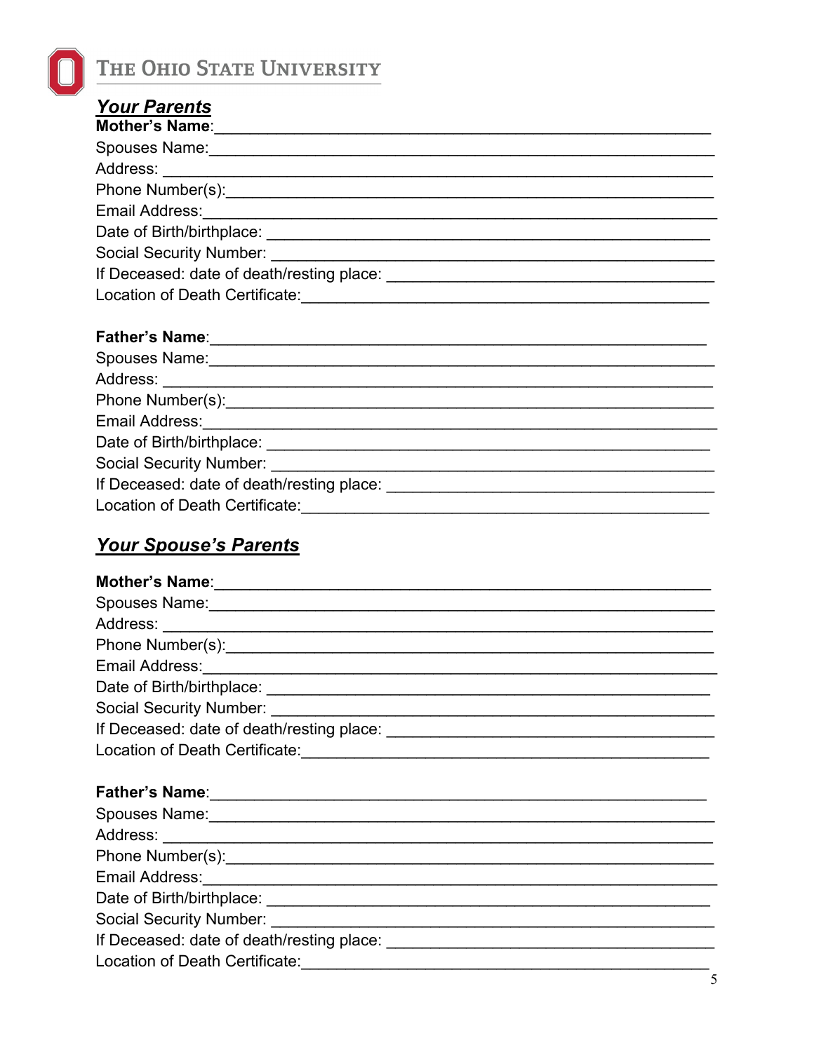## ***Your Parents***

**Mother's Name**:_______________________________________________

Spouses Name:_______________________________________________

Address: _______________________________________________

Phone Number(s):_______________________________________________

Email Address:_______________________________________________

Date of Birth/birthplace: _______________________________________________

Social Security Number: _______________________________________________

If Deceased: date of death/resting place: ___________________________________

Location of Death Certificate:___________________________________

**Father's Name**:_______________________________________________

Spouses Name:_______________________________________________

Address: _______________________________________________

Phone Number(s):_______________________________________________

Email Address:_______________________________________________

Date of Birth/birthplace: _______________________________________________

Social Security Number: _______________________________________________

If Deceased: date of death/resting place: ___________________________________

Location of Death Certificate:___________________________________

## ***Your Spouse's Parents***

**Mother's Name**:_______________________________________________

Spouses Name:_______________________________________________

Address: _______________________________________________

Phone Number(s):_______________________________________________

Email Address:_______________________________________________

Date of Birth/birthplace: _______________________________________________

Social Security Number: _______________________________________________

If Deceased: date of death/resting place: ___________________________________

Location of Death Certificate:___________________________________

**Father's Name**:_______________________________________________

Spouses Name:_______________________________________________

Address: _______________________________________________

Phone Number(s):_______________________________________________

Email Address:_______________________________________________

Date of Birth/birthplace: _______________________________________________

Social Security Number: _______________________________________________

If Deceased: date of death/resting place: ___________________________________

Location of Death Certificate:___________________________________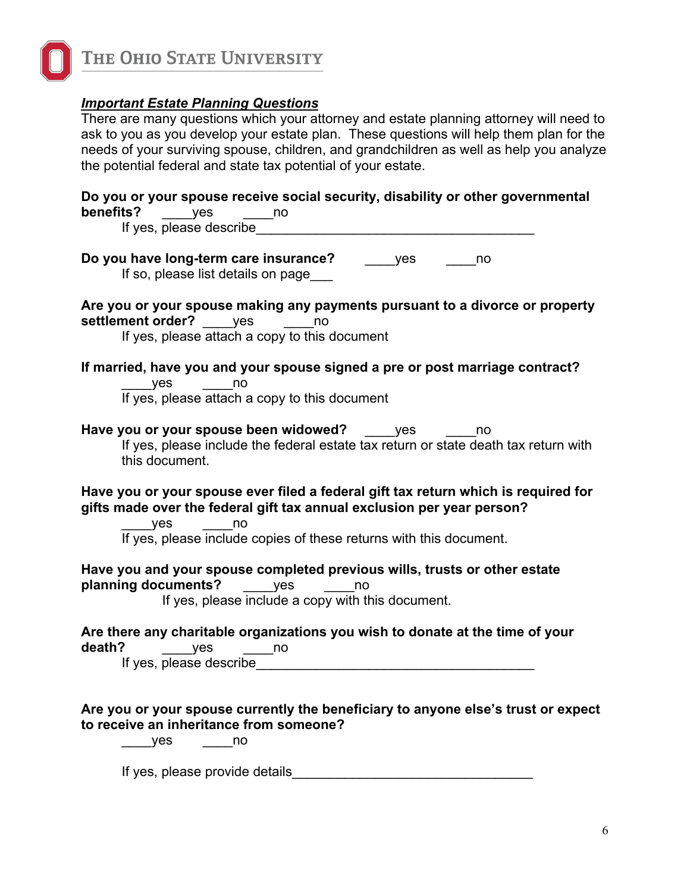***Important Estate Planning Questions***

There are many questions which your attorney and estate planning attorney will need to ask to you as you develop your estate plan. These questions will help them plan for the needs of your surviving spouse, children, and grandchildren as well as help you analyze the potential federal and state tax potential of your estate.

**Do you or your spouse receive social security, disability or other governmental benefits?** ____yes ____no

If yes, please describe_______________________________________

**Do you have long-term care insurance?** ____yes ____no

If so, please list details on page___

**Are you or your spouse making any payments pursuant to a divorce or property settlement order?** ____yes ____no

If yes, please attach a copy to this document

**If married, have you and your spouse signed a pre or post marriage contract?**

____yes ____no

If yes, please attach a copy to this document

**Have you or your spouse been widowed?** ____yes ____no

If yes, please include the federal estate tax return or state death tax return with this document.

**Have you or your spouse ever filed a federal gift tax return which is required for gifts made over the federal gift tax annual exclusion per year person?**

____yes ____no

If yes, please include copies of these returns with this document.

**Have you and your spouse completed previous wills, trusts or other estate planning documents?** ____yes ____no

If yes, please include a copy with this document.

**Are there any charitable organizations you wish to donate at the time of your death?** ____yes ____no

If yes, please describe_______________________________________

**Are you or your spouse currently the beneficiary to anyone else's trust or expect to receive an inheritance from someone?**

____yes ____no

If yes, please provide details_________________________________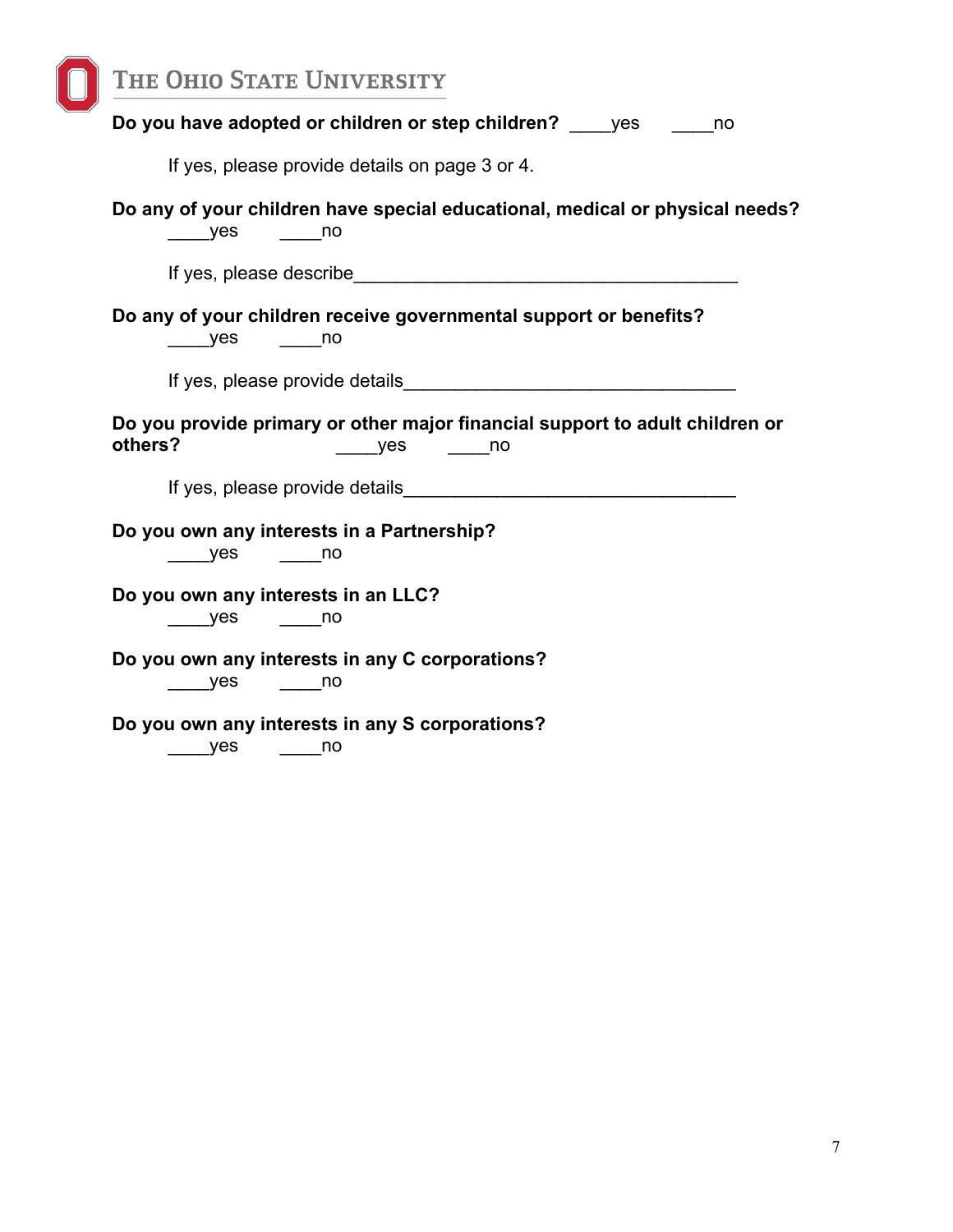**Do you have adopted or children or step children?** ____yes ____no

If yes, please provide details on page 3 or 4.

**Do any of your children have special educational, medical or physical needs?**

____yes ____no

If yes, please describe______________________________________

**Do any of your children receive governmental support or benefits?**

____yes ____no

If yes, please provide details________________________________

**Do you provide primary or other major financial support to adult children or others?** ____yes ____no

If yes, please provide details________________________________

**Do you own any interests in a Partnership?**

____yes ____no

**Do you own any interests in an LLC?**

____yes ____no

**Do you own any interests in any C corporations?**

____yes ____no

**Do you own any interests in any S corporations?**

____yes ____no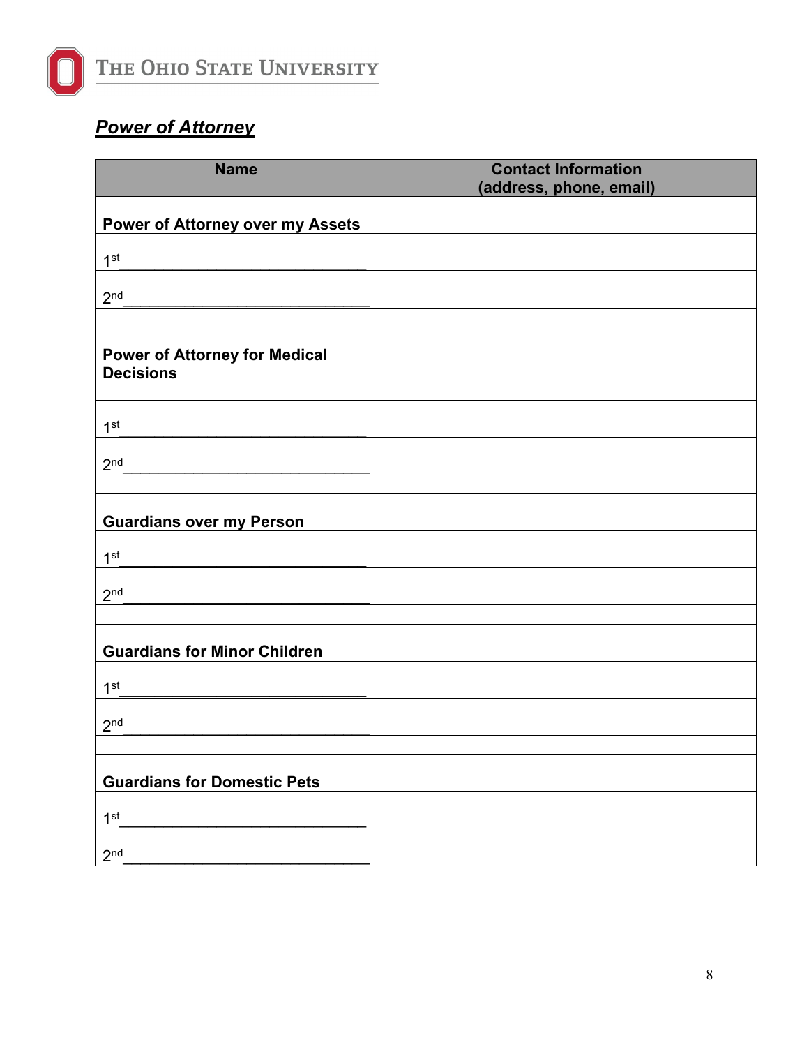## ***Power of Attorney***

| Name | Contact Information (address, phone, email) |
|---|---|
| **Power of Attorney over my Assets** | |
| 1st_____________________________ | |
| 2nd_____________________________ | |
| | |
| **Power of Attorney for Medical Decisions** | |
| 1st_____________________________ | |
| 2nd_____________________________ | |
| | |
| **Guardians over my Person** | |
| 1st_____________________________ | |
| 2nd_____________________________ | |
| | |
| **Guardians for Minor Children** | |
| 1st_____________________________ | |
| 2nd_____________________________ | |
| | |
| **Guardians for Domestic Pets** | |
| 1st_____________________________ | |
| 2nd_____________________________ | |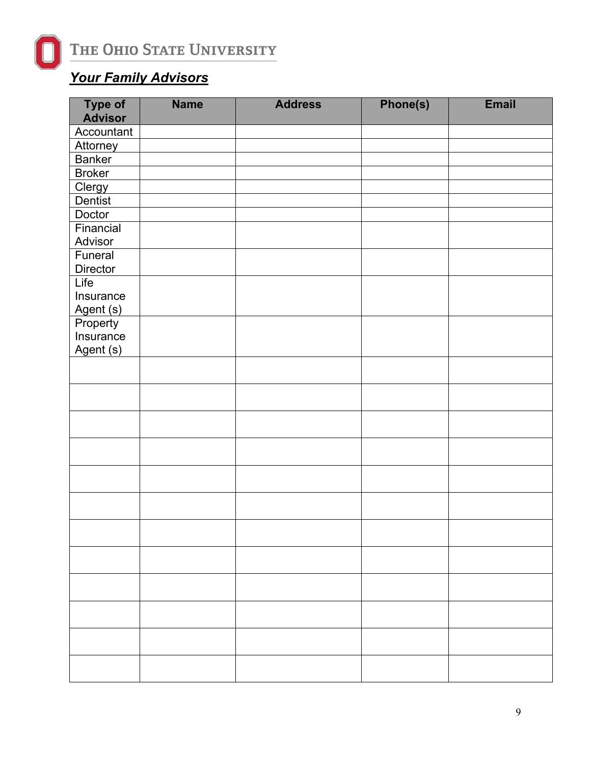THE OHIO STATE UNIVERSITY

## ***Your Family Advisors***

| Type of Advisor | Name | Address | Phone(s) | Email |
|---|---|---|---|---|
| Accountant | | | | |
| Attorney | | | | |
| Banker | | | | |
| Broker | | | | |
| Clergy | | | | |
| Dentist | | | | |
| Doctor | | | | |
| Financial Advisor | | | | |
| Funeral Director | | | | |
| Life Insurance Agent (s) | | | | |
| Property Insurance Agent (s) | | | | |
| | | | | |
| | | | | |
| | | | | |
| | | | | |
| | | | | |
| | | | | |
| | | | | |
| | | | | |
| | | | | |
| | | | | |
| | | | | |
| | | | | |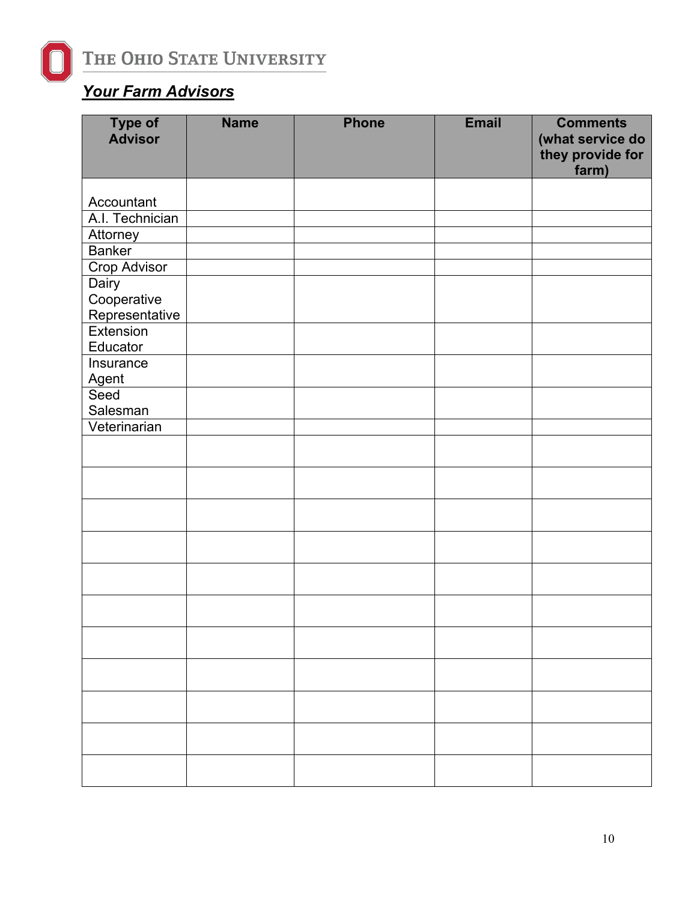THE OHIO STATE UNIVERSITY

## ***Your Farm Advisors***

| Type of Advisor | Name | Phone | Email | Comments (what service do they provide for farm) |
|---|---|---|---|---|
| Accountant | | | | |
| A.I. Technician | | | | |
| Attorney | | | | |
| Banker | | | | |
| Crop Advisor | | | | |
| Dairy Cooperative Representative | | | | |
| Extension Educator | | | | |
| Insurance Agent | | | | |
| Seed Salesman | | | | |
| Veterinarian | | | | |
| | | | | |
| | | | | |
| | | | | |
| | | | | |
| | | | | |
| | | | | |
| | | | | |
| | | | | |
| | | | | |
| | | | | |
| | | | | |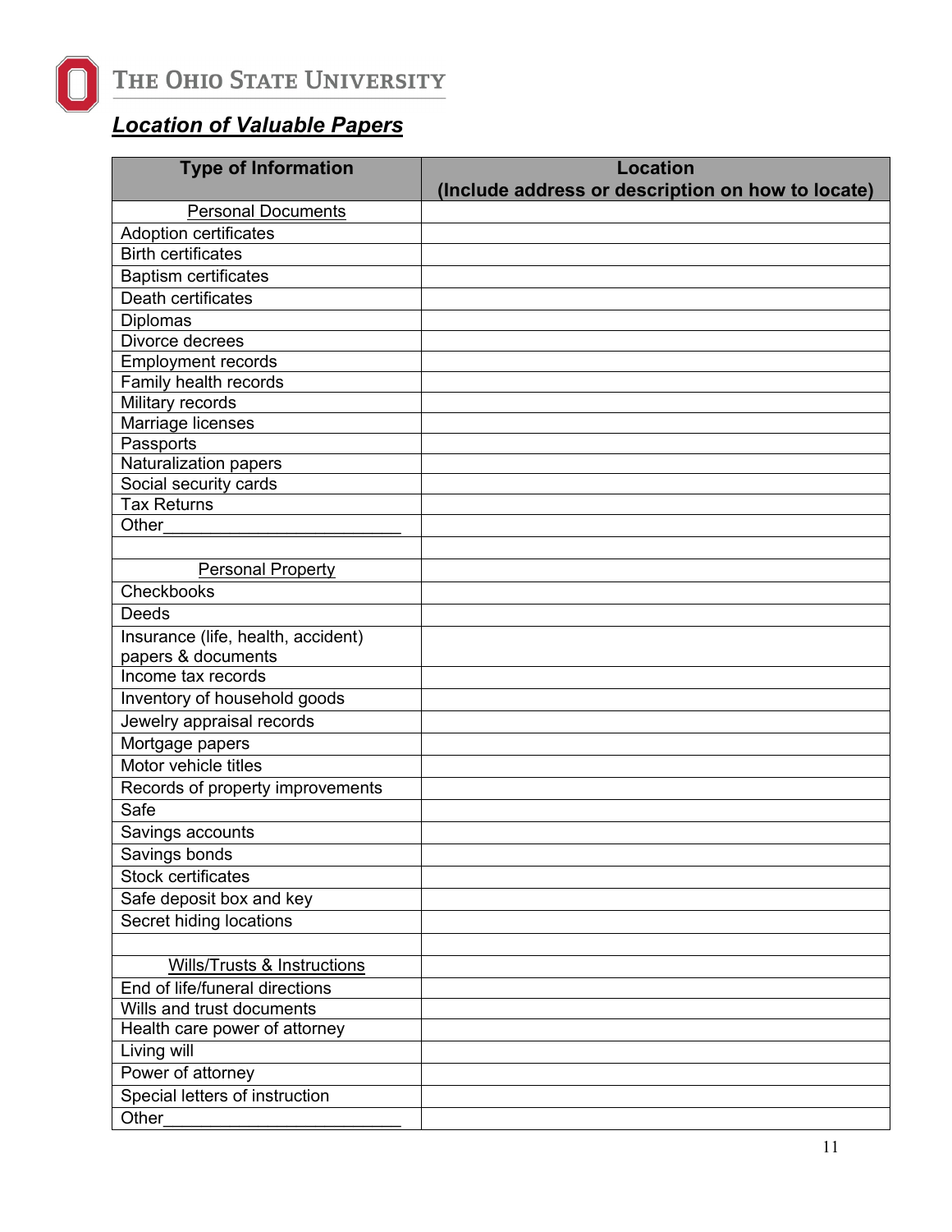THE OHIO STATE UNIVERSITY

## ***Location of Valuable Papers***

| Type of Information | Location (Include address or description on how to locate) |
|---|---|
| Personal Documents | |
| Adoption certificates | |
| Birth certificates | |
| Baptism certificates | |
| Death certificates | |
| Diplomas | |
| Divorce decrees | |
| Employment records | |
| Family health records | |
| Military records | |
| Marriage licenses | |
| Passports | |
| Naturalization papers | |
| Social security cards | |
| Tax Returns | |
| Other___________________________ | |
| | |
| Personal Property | |
| Checkbooks | |
| Deeds | |
| Insurance (life, health, accident) papers & documents | |
| Income tax records | |
| Inventory of household goods | |
| Jewelry appraisal records | |
| Mortgage papers | |
| Motor vehicle titles | |
| Records of property improvements | |
| Safe | |
| Savings accounts | |
| Savings bonds | |
| Stock certificates | |
| Safe deposit box and key | |
| Secret hiding locations | |
| | |
| Wills/Trusts & Instructions | |
| End of life/funeral directions | |
| Wills and trust documents | |
| Health care power of attorney | |
| Living will | |
| Power of attorney | |
| Special letters of instruction | |
| Other___________________________ | |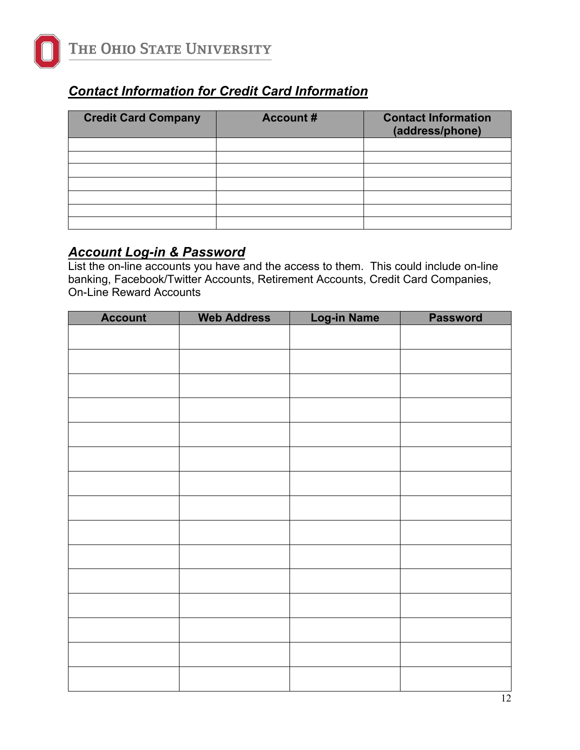## *Contact Information for Credit Card Information*

| Credit Card Company | Account # | Contact Information (address/phone) |
|---|---|---|
| | | |
| | | |
| | | |
| | | |
| | | |
| | | |
| | | |

## *Account Log-in & Password*

List the on-line accounts you have and the access to them. This could include on-line banking, Facebook/Twitter Accounts, Retirement Accounts, Credit Card Companies, On-Line Reward Accounts

| Account | Web Address | Log-in Name | Password |
|---|---|---|---|
| | | | |
| | | | |
| | | | |
| | | | |
| | | | |
| | | | |
| | | | |
| | | | |
| | | | |
| | | | |
| | | | |
| | | | |
| | | | |
| | | | |
| | | | |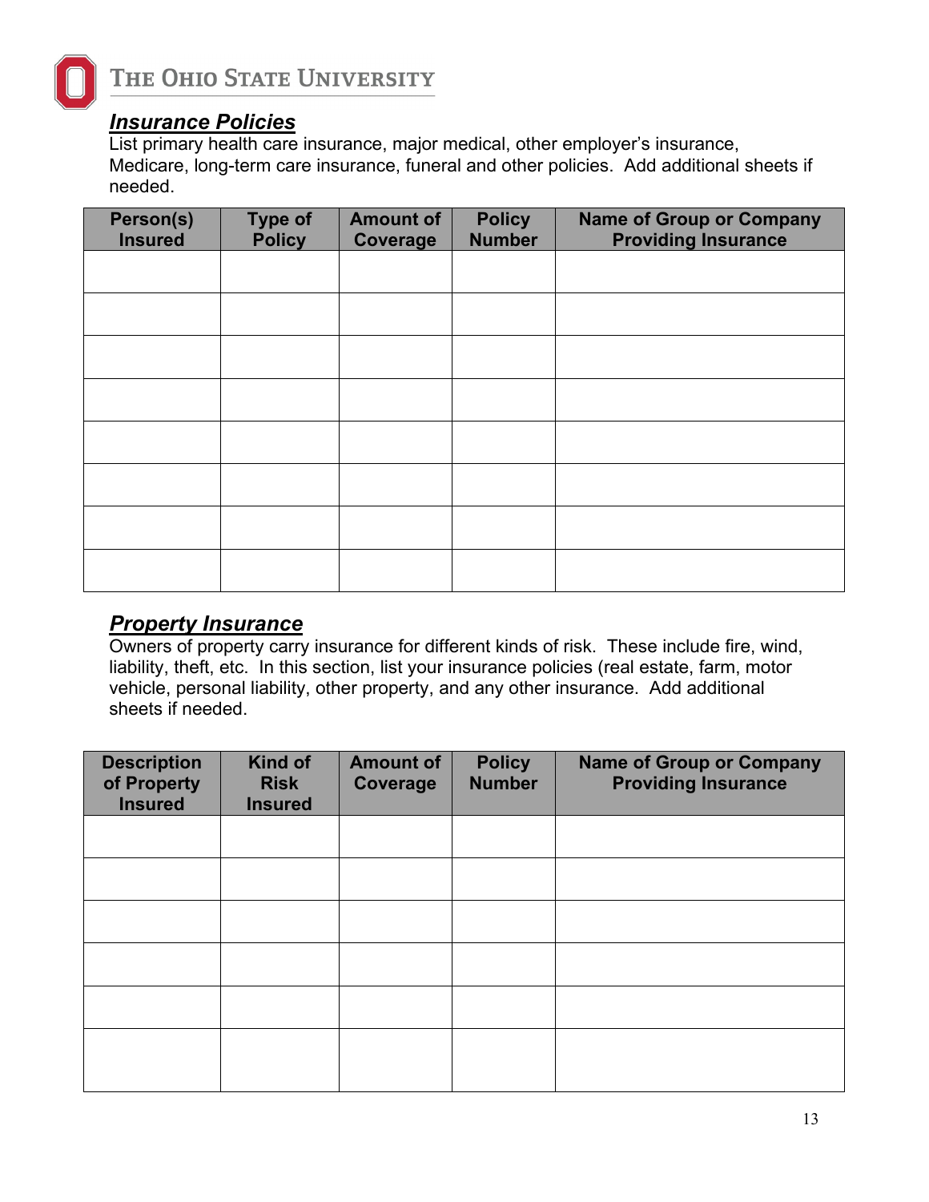## *Insurance Policies*

List primary health care insurance, major medical, other employer's insurance, Medicare, long-term care insurance, funeral and other policies. Add additional sheets if needed.

| Person(s) Insured | Type of Policy | Amount of Coverage | Policy Number | Name of Group or Company Providing Insurance |
|---|---|---|---|---|
| | | | | |
| | | | | |
| | | | | |
| | | | | |
| | | | | |
| | | | | |
| | | | | |
| | | | | |

## *Property Insurance*

Owners of property carry insurance for different kinds of risk. These include fire, wind, liability, theft, etc. In this section, list your insurance policies (real estate, farm, motor vehicle, personal liability, other property, and any other insurance. Add additional sheets if needed.

| Description of Property Insured | Kind of Risk Insured | Amount of Coverage | Policy Number | Name of Group or Company Providing Insurance |
|---|---|---|---|---|
| | | | | |
| | | | | |
| | | | | |
| | | | | |
| | | | | |
| | | | | |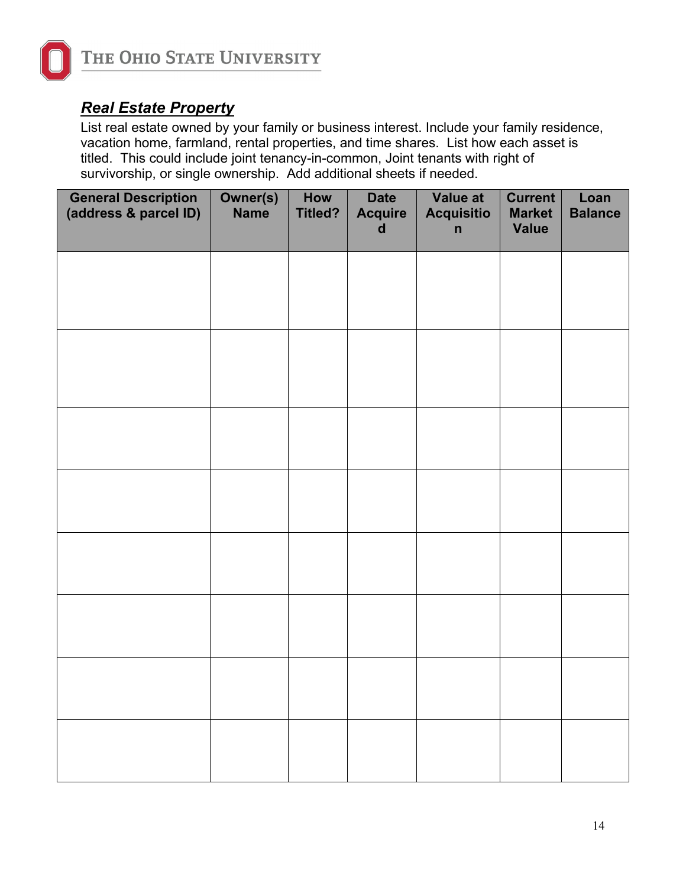## ***Real Estate Property***

List real estate owned by your family or business interest. Include your family residence, vacation home, farmland, rental properties, and time shares. List how each asset is titled. This could include joint tenancy-in-common, Joint tenants with right of survivorship, or single ownership. Add additional sheets if needed.

| General Description (address & parcel ID) | Owner(s) Name | How Titled? | Date Acquired | Value at Acquisition | Current Market Value | Loan Balance |
|---|---|---|---|---|---|---|
| | | | | | | |
| | | | | | | |
| | | | | | | |
| | | | | | | |
| | | | | | | |
| | | | | | | |
| | | | | | | |
| | | | | | | |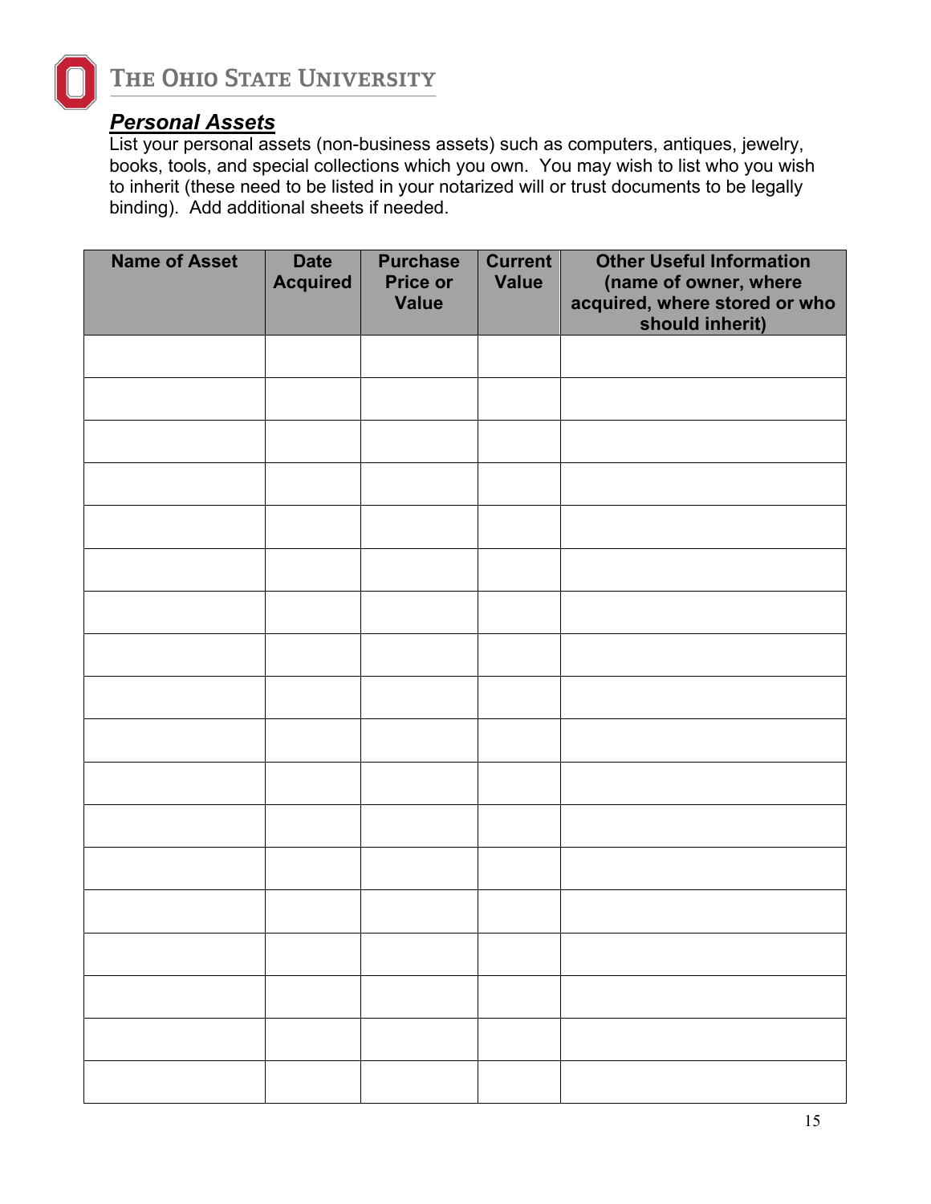## ***Personal Assets***

List your personal assets (non-business assets) such as computers, antiques, jewelry, books, tools, and special collections which you own. You may wish to list who you wish to inherit (these need to be listed in your notarized will or trust documents to be legally binding). Add additional sheets if needed.

| Name of Asset | Date Acquired | Purchase Price or Value | Current Value | Other Useful Information (name of owner, where acquired, where stored or who should inherit) |
|---|---|---|---|---|
| | | | | |
| | | | | |
| | | | | |
| | | | | |
| | | | | |
| | | | | |
| | | | | |
| | | | | |
| | | | | |
| | | | | |
| | | | | |
| | | | | |
| | | | | |
| | | | | |
| | | | | |
| | | | | |
| | | | | |
| | | | | |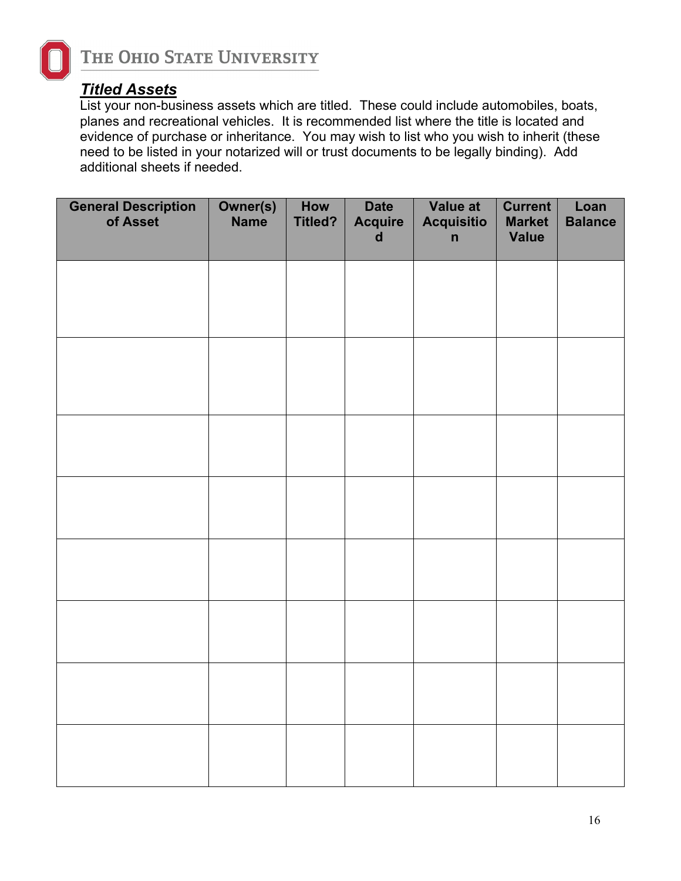## ***Titled Assets***

List your non-business assets which are titled. These could include automobiles, boats, planes and recreational vehicles. It is recommended list where the title is located and evidence of purchase or inheritance. You may wish to list who you wish to inherit (these need to be listed in your notarized will or trust documents to be legally binding). Add additional sheets if needed.

| General Description of Asset | Owner(s) Name | How Titled? | Date Acquired | Value at Acquisition | Current Market Value | Loan Balance |
|---|---|---|---|---|---|---|
| | | | | | | |
| | | | | | | |
| | | | | | | |
| | | | | | | |
| | | | | | | |
| | | | | | | |
| | | | | | | |
| | | | | | | |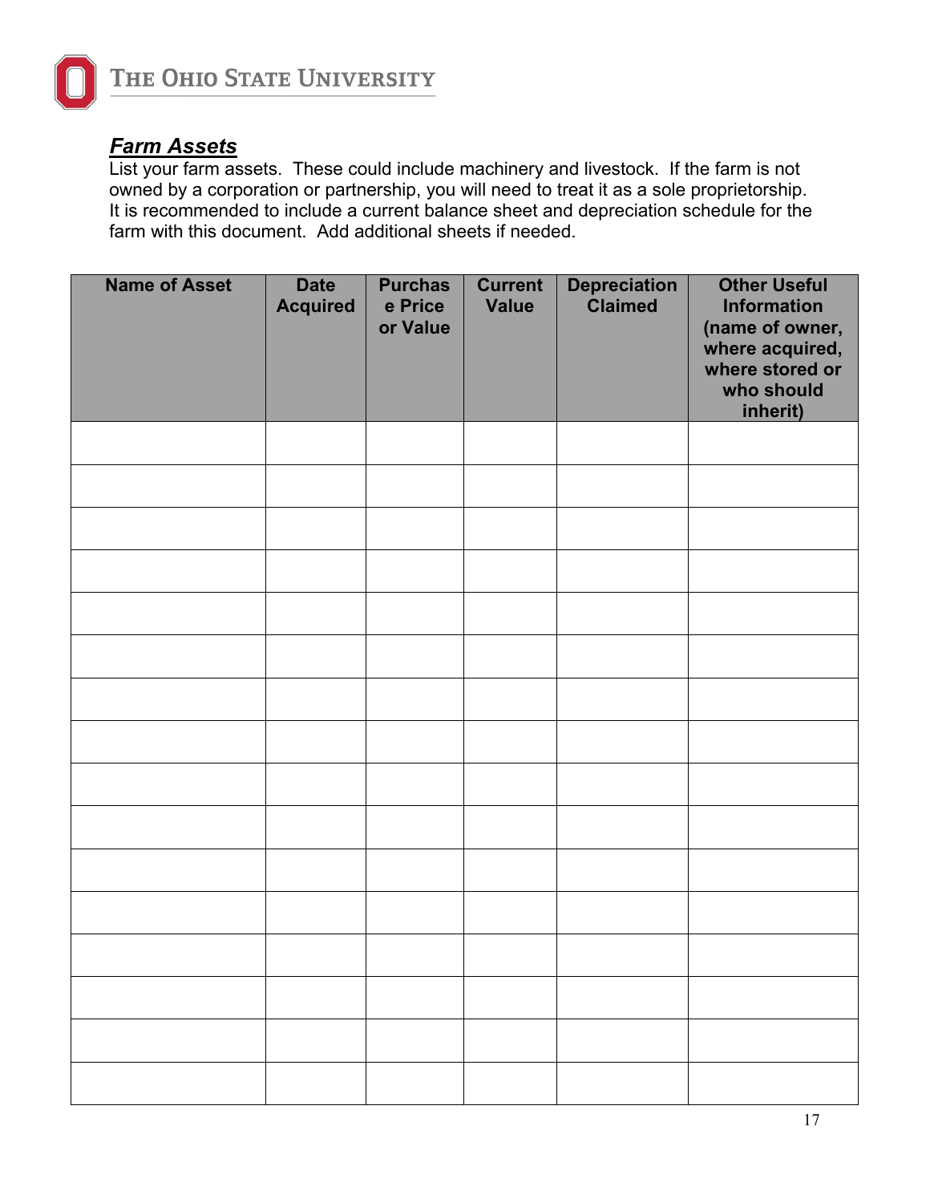## ***Farm Assets***

List your farm assets. These could include machinery and livestock. If the farm is not owned by a corporation or partnership, you will need to treat it as a sole proprietorship. It is recommended to include a current balance sheet and depreciation schedule for the farm with this document. Add additional sheets if needed.

| Name of Asset | Date Acquired | Purchase Price or Value | Current Value | Depreciation Claimed | Other Useful Information (name of owner, where acquired, where stored or who should inherit) |
|---|---|---|---|---|---|
| | | | | | |
| | | | | | |
| | | | | | |
| | | | | | |
| | | | | | |
| | | | | | |
| | | | | | |
| | | | | | |
| | | | | | |
| | | | | | |
| | | | | | |
| | | | | | |
| | | | | | |
| | | | | | |
| | | | | | |
| | | | | | |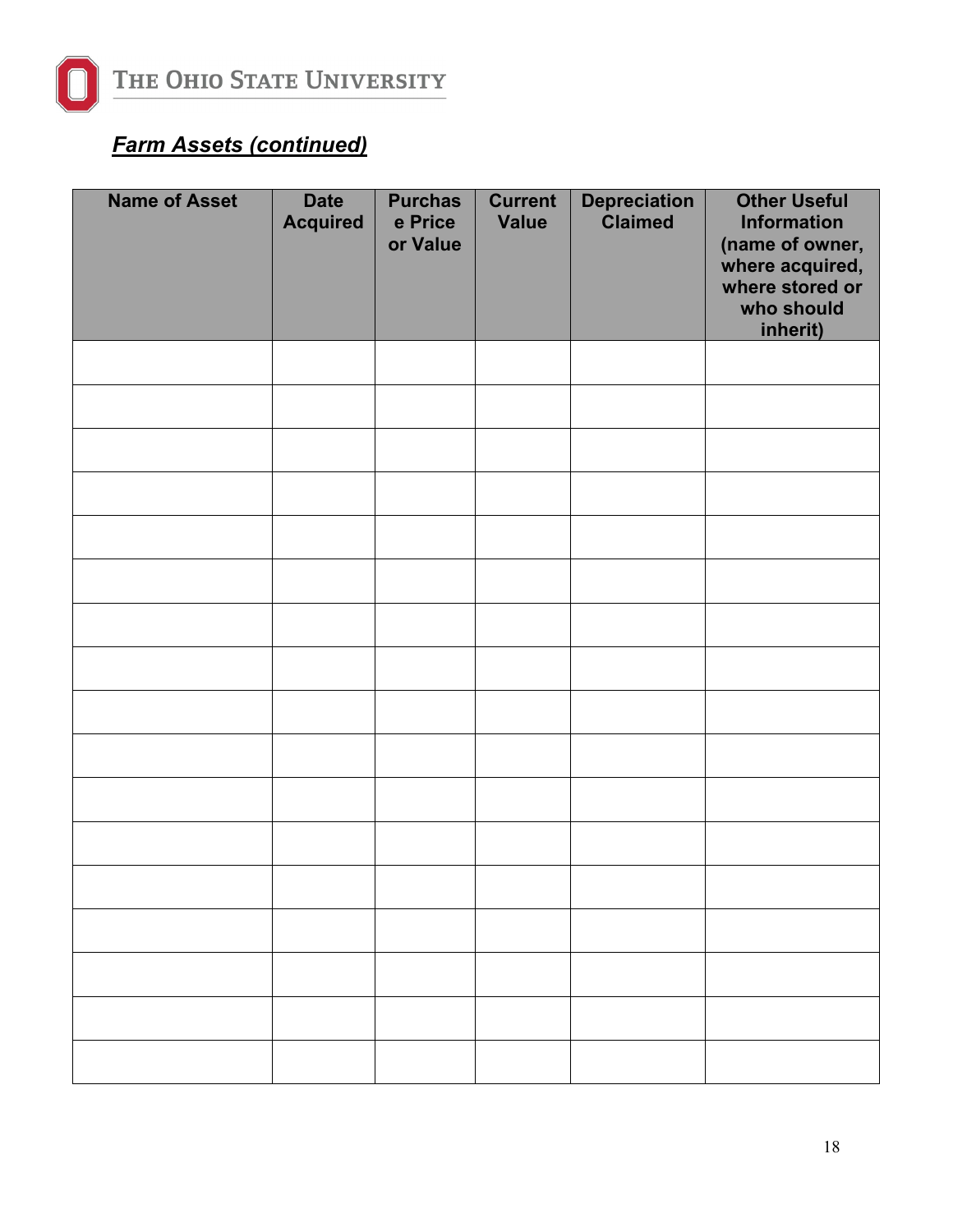***Farm Assets (continued)***

| Name of Asset | Date Acquired | Purchase Price or Value | Current Value | Depreciation Claimed | Other Useful Information (name of owner, where acquired, where stored or who should inherit) |
|---|---|---|---|---|---|
| | | | | | |
| | | | | | |
| | | | | | |
| | | | | | |
| | | | | | |
| | | | | | |
| | | | | | |
| | | | | | |
| | | | | | |
| | | | | | |
| | | | | | |
| | | | | | |
| | | | | | |
| | | | | | |
| | | | | | |
| | | | | | |
| | | | | | |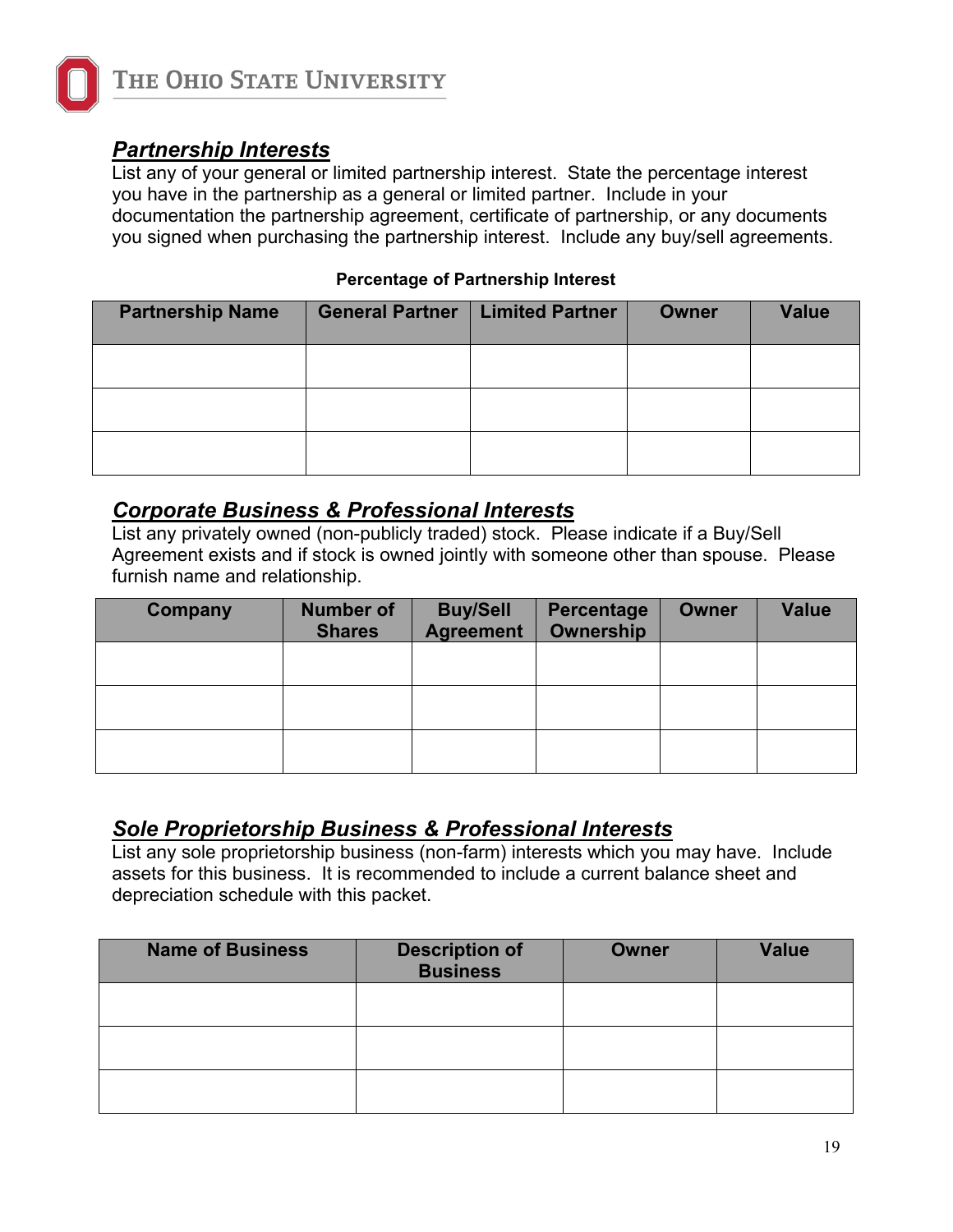## ***Partnership Interests***

List any of your general or limited partnership interest. State the percentage interest you have in the partnership as a general or limited partner. Include in your documentation the partnership agreement, certificate of partnership, or any documents you signed when purchasing the partnership interest. Include any buy/sell agreements.

**Percentage of Partnership Interest**

| Partnership Name | General Partner | Limited Partner | Owner | Value |
|---|---|---|---|---|
| | | | | |
| | | | | |
| | | | | |

## ***Corporate Business & Professional Interests***

List any privately owned (non-publicly traded) stock. Please indicate if a Buy/Sell Agreement exists and if stock is owned jointly with someone other than spouse. Please furnish name and relationship.

| Company | Number of Shares | Buy/Sell Agreement | Percentage Ownership | Owner | Value |
|---|---|---|---|---|---|
| | | | | | |
| | | | | | |
| | | | | | |

## ***Sole Proprietorship Business & Professional Interests***

List any sole proprietorship business (non-farm) interests which you may have. Include assets for this business. It is recommended to include a current balance sheet and depreciation schedule with this packet.

| Name of Business | Description of Business | Owner | Value |
|---|---|---|---|
| | | | |
| | | | |
| | | | |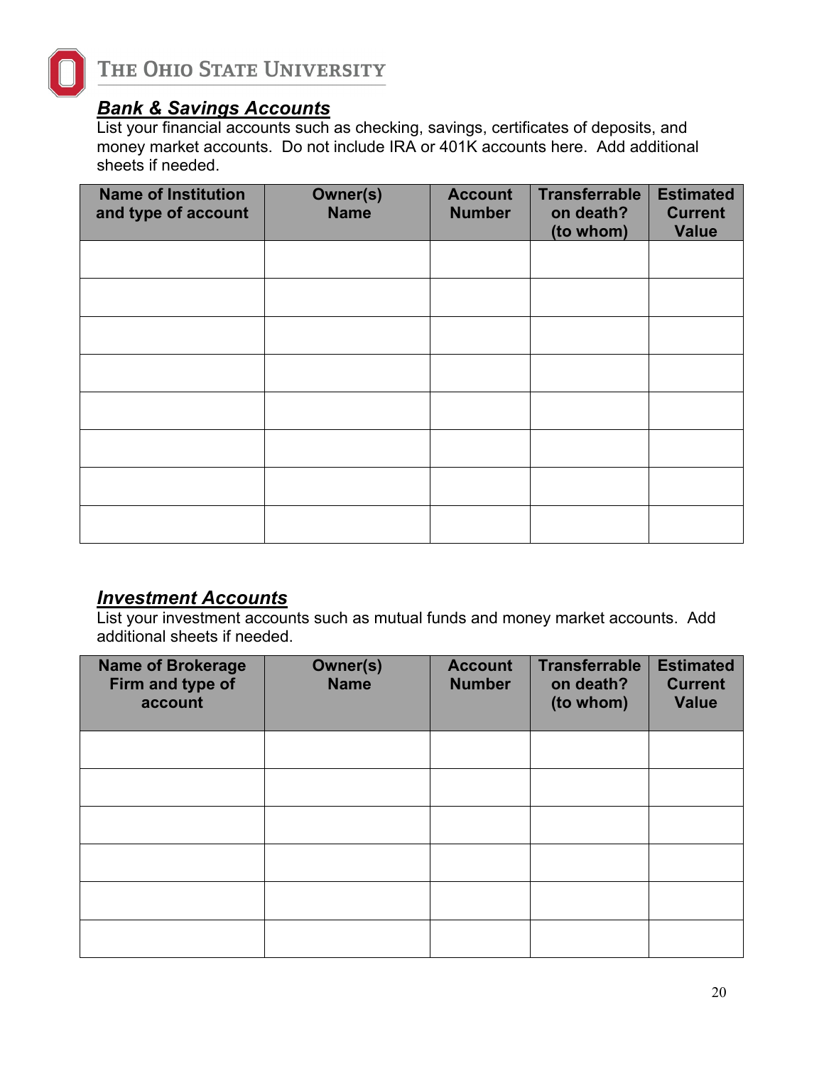## ***Bank & Savings Accounts***

List your financial accounts such as checking, savings, certificates of deposits, and money market accounts. Do not include IRA or 401K accounts here. Add additional sheets if needed.

| Name of Institution and type of account | Owner(s) Name | Account Number | Transferrable on death? (to whom) | Estimated Current Value |
|---|---|---|---|---|
| | | | | |
| | | | | |
| | | | | |
| | | | | |
| | | | | |
| | | | | |
| | | | | |
| | | | | |

## ***Investment Accounts***

List your investment accounts such as mutual funds and money market accounts. Add additional sheets if needed.

| Name of Brokerage Firm and type of account | Owner(s) Name | Account Number | Transferrable on death? (to whom) | Estimated Current Value |
|---|---|---|---|---|
| | | | | |
| | | | | |
| | | | | |
| | | | | |
| | | | | |
| | | | | |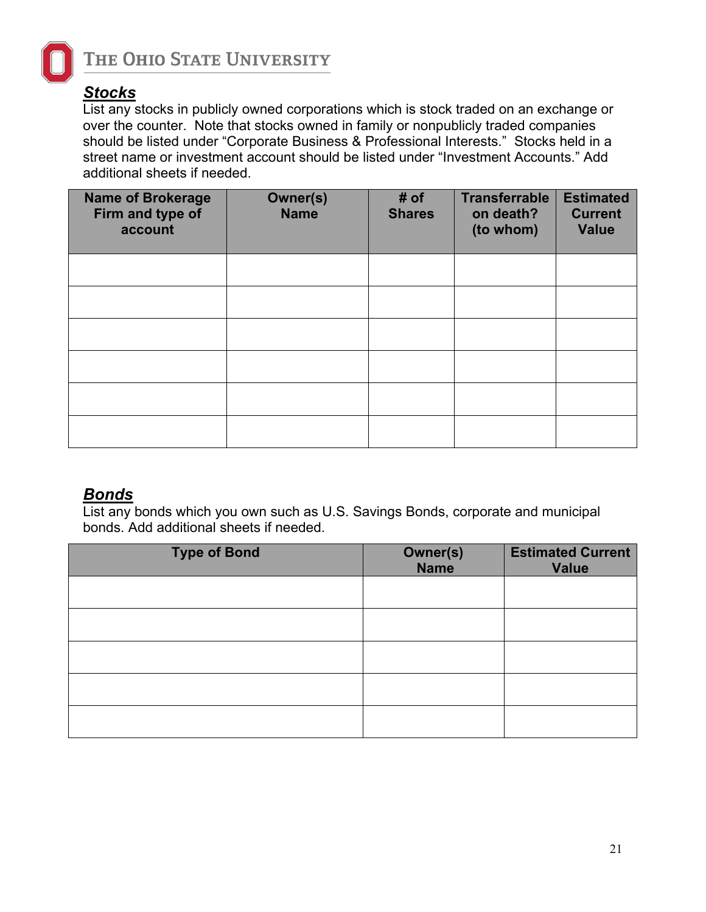## ***Stocks***

List any stocks in publicly owned corporations which is stock traded on an exchange or over the counter. Note that stocks owned in family or nonpublicly traded companies should be listed under "Corporate Business & Professional Interests." Stocks held in a street name or investment account should be listed under "Investment Accounts." Add additional sheets if needed.

| Name of Brokerage Firm and type of account | Owner(s) Name | # of Shares | Transferrable on death? (to whom) | Estimated Current Value |
|---|---|---|---|---|
| | | | | |
| | | | | |
| | | | | |
| | | | | |
| | | | | |
| | | | | |

## ***Bonds***

List any bonds which you own such as U.S. Savings Bonds, corporate and municipal bonds. Add additional sheets if needed.

| Type of Bond | Owner(s) Name | Estimated Current Value |
|---|---|---|
| | | |
| | | |
| | | |
| | | |
| | | |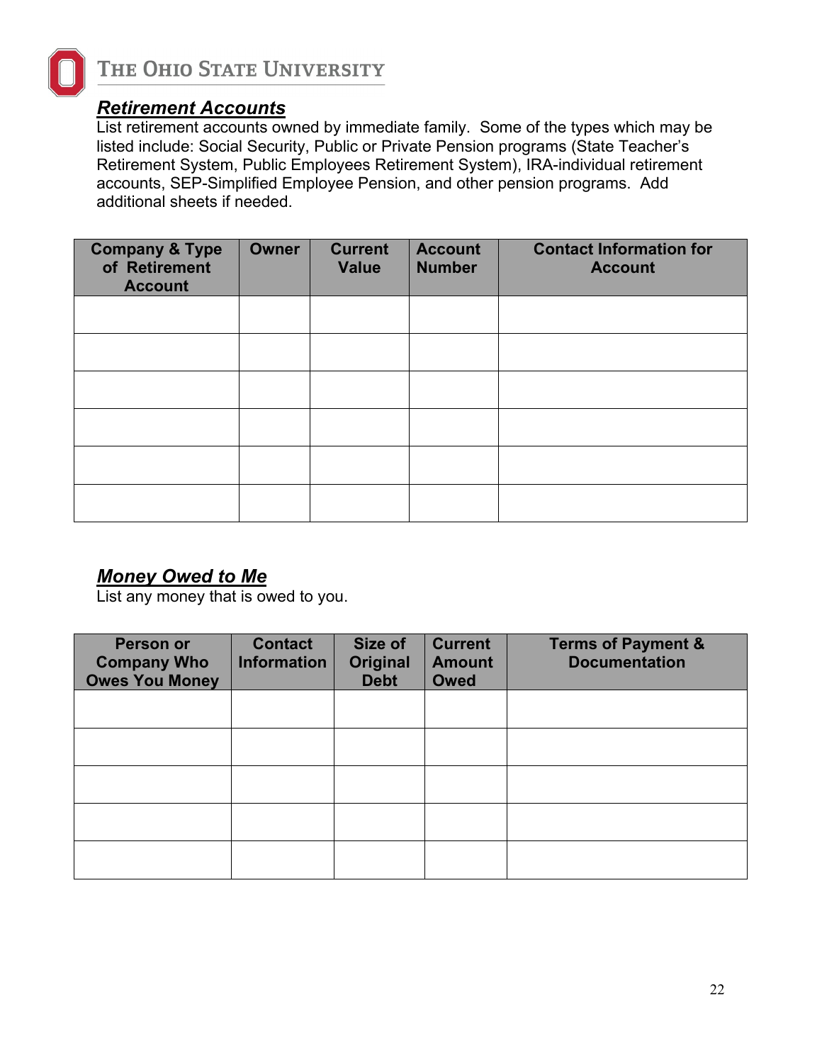## ***Retirement Accounts***

List retirement accounts owned by immediate family. Some of the types which may be listed include: Social Security, Public or Private Pension programs (State Teacher's Retirement System, Public Employees Retirement System), IRA-individual retirement accounts, SEP-Simplified Employee Pension, and other pension programs. Add additional sheets if needed.

| Company & Type of Retirement Account | Owner | Current Value | Account Number | Contact Information for Account |
|---|---|---|---|---|
| | | | | |
| | | | | |
| | | | | |
| | | | | |
| | | | | |
| | | | | |

## ***Money Owed to Me***

List any money that is owed to you.

| Person or Company Who Owes You Money | Contact Information | Size of Original Debt | Current Amount Owed | Terms of Payment & Documentation |
|---|---|---|---|---|
| | | | | |
| | | | | |
| | | | | |
| | | | | |
| | | | | |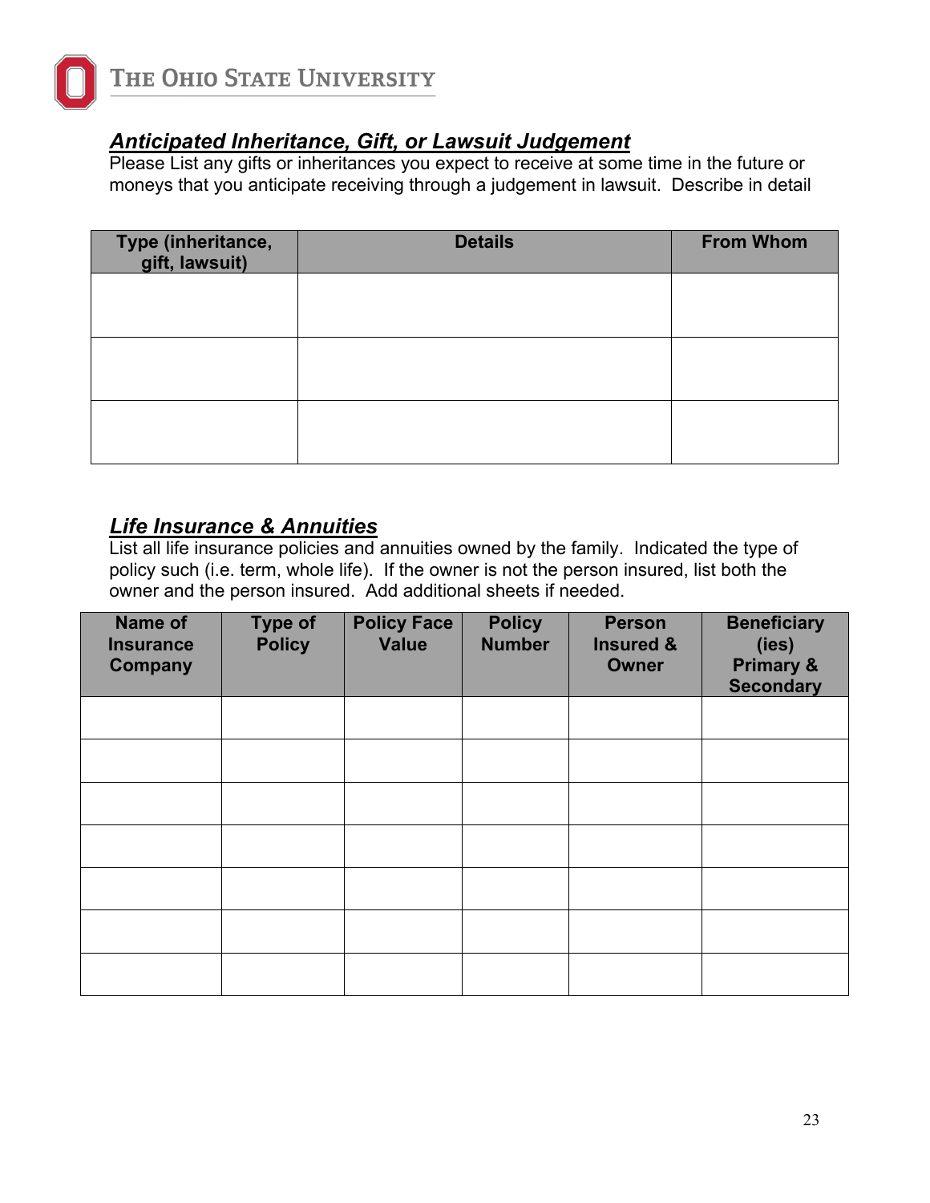## ***Anticipated Inheritance, Gift, or Lawsuit Judgement***

Please List any gifts or inheritances you expect to receive at some time in the future or moneys that you anticipate receiving through a judgement in lawsuit. Describe in detail

| Type (inheritance, gift, lawsuit) | Details | From Whom |
|---|---|---|
| | | |
| | | |
| | | |

## ***Life Insurance & Annuities***

List all life insurance policies and annuities owned by the family. Indicated the type of policy such (i.e. term, whole life). If the owner is not the person insured, list both the owner and the person insured. Add additional sheets if needed.

| Name of Insurance Company | Type of Policy | Policy Face Value | Policy Number | Person Insured & Owner | Beneficiary (ies) Primary & Secondary |
|---|---|---|---|---|---|
| | | | | | |
| | | | | | |
| | | | | | |
| | | | | | |
| | | | | | |
| | | | | | |
| | | | | | |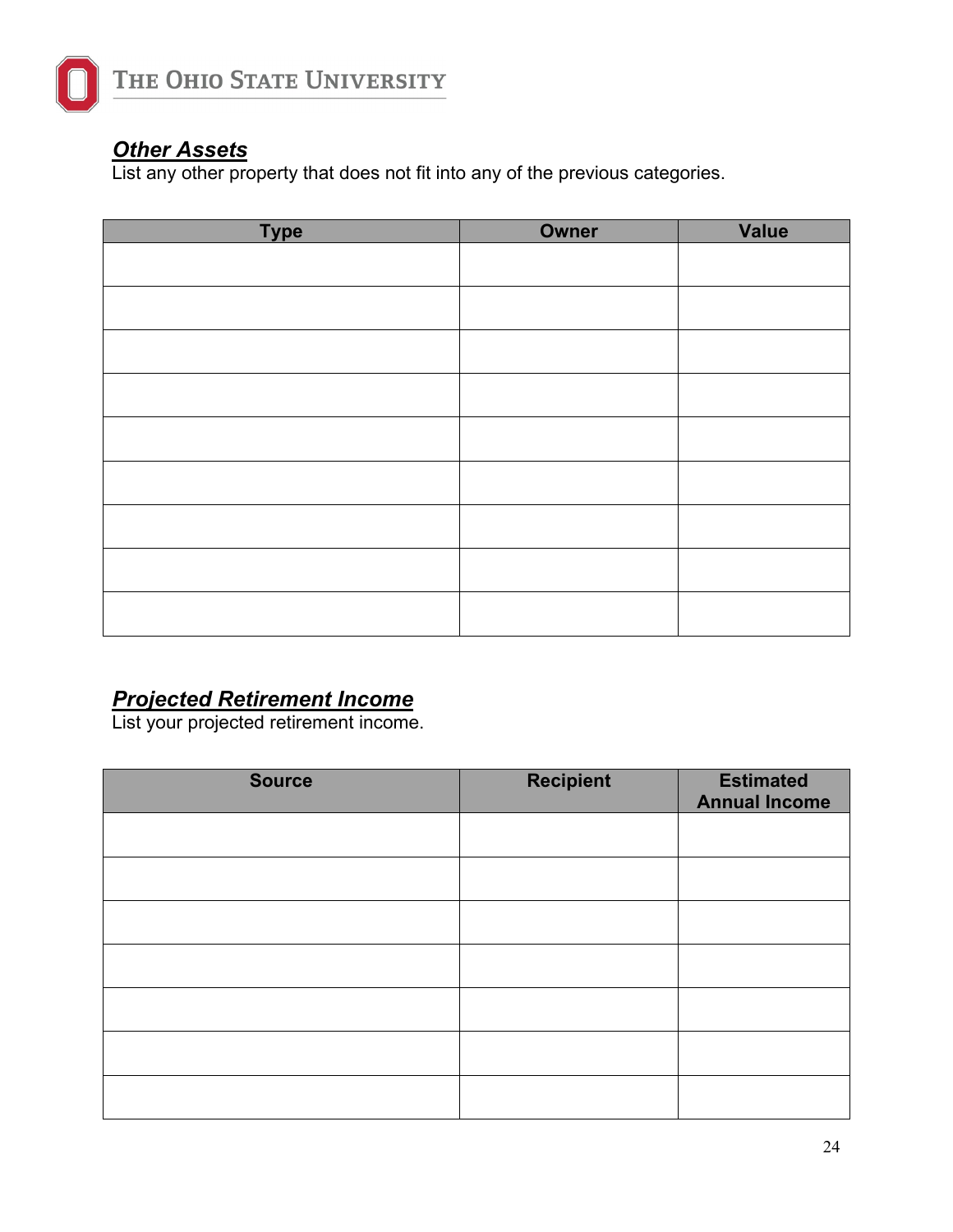## ***Other Assets***

List any other property that does not fit into any of the previous categories.

| Type | Owner | Value |
|---|---|---|
| | | |
| | | |
| | | |
| | | |
| | | |
| | | |
| | | |
| | | |
| | | |

## ***Projected Retirement Income***

List your projected retirement income.

| Source | Recipient | Estimated Annual Income |
|---|---|---|
| | | |
| | | |
| | | |
| | | |
| | | |
| | | |
| | | |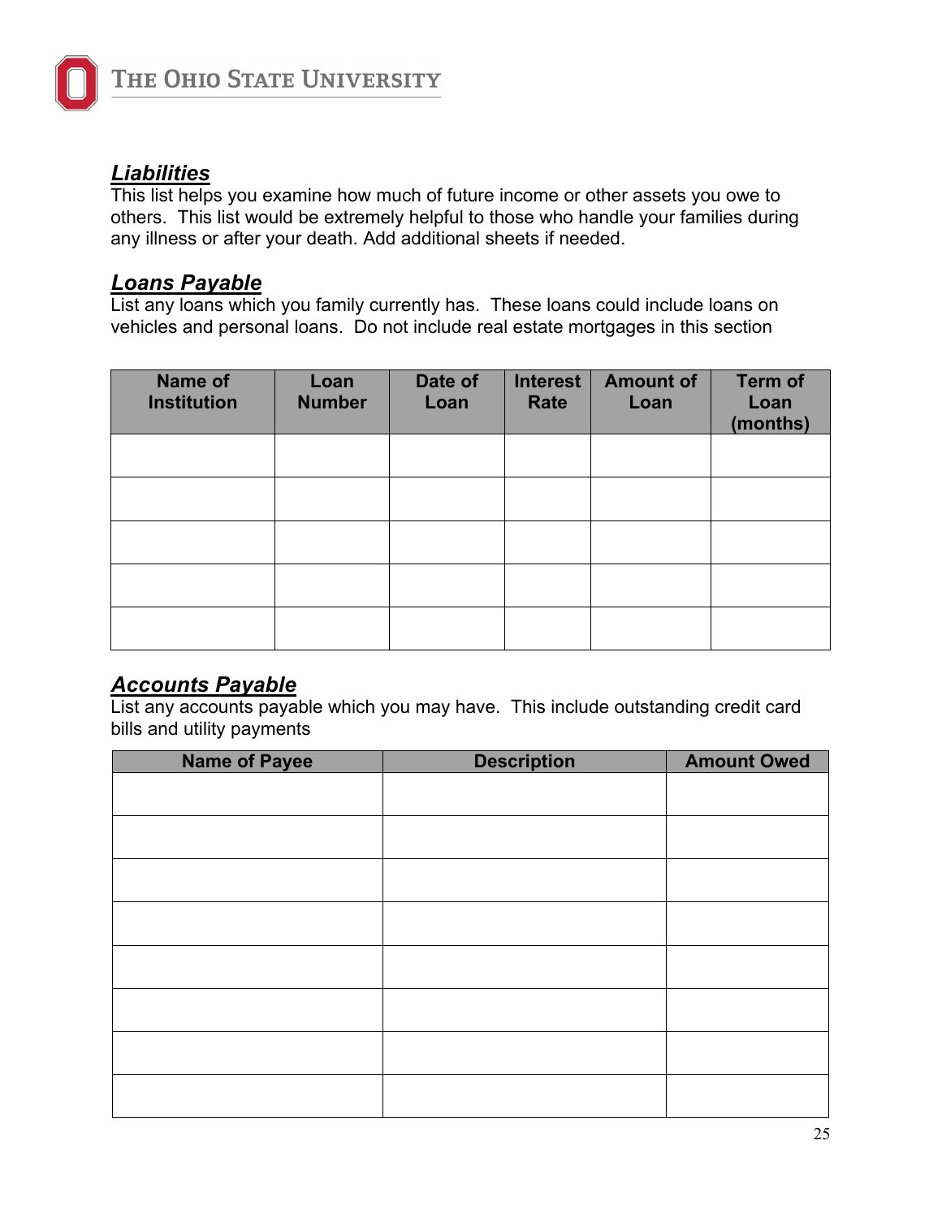## ***Liabilities***

This list helps you examine how much of future income or other assets you owe to others. This list would be extremely helpful to those who handle your families during any illness or after your death. Add additional sheets if needed.

## ***Loans Payable***

List any loans which you family currently has. These loans could include loans on vehicles and personal loans. Do not include real estate mortgages in this section

| Name of Institution | Loan Number | Date of Loan | Interest Rate | Amount of Loan | Term of Loan (months) |
|---|---|---|---|---|---|
| | | | | | |
| | | | | | |
| | | | | | |
| | | | | | |
| | | | | | |

## ***Accounts Payable***

List any accounts payable which you may have. This include outstanding credit card bills and utility payments

| Name of Payee | Description | Amount Owed |
|---|---|---|
| | | |
| | | |
| | | |
| | | |
| | | |
| | | |
| | | |
| | | |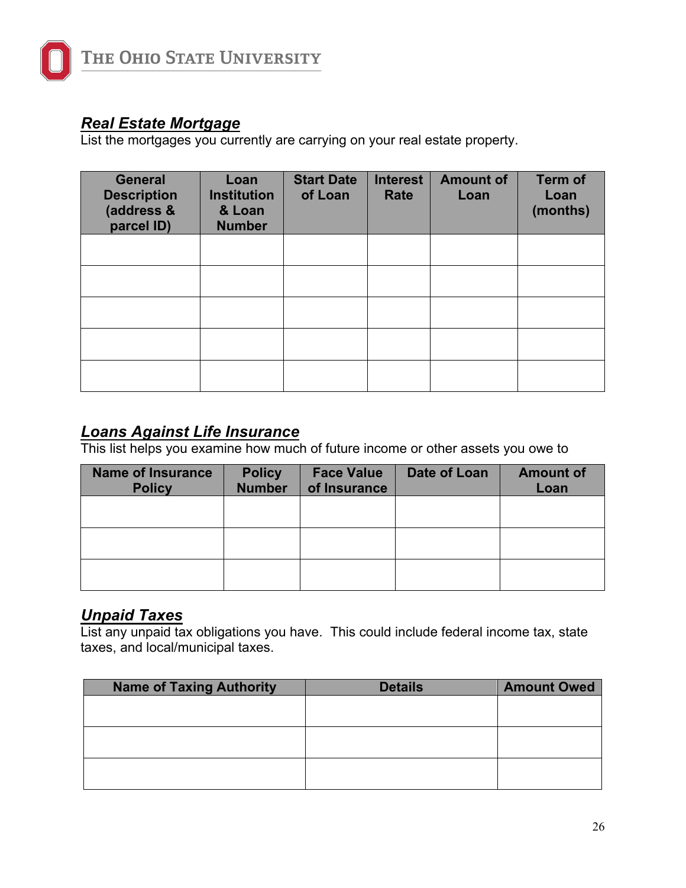## ***Real Estate Mortgage***

List the mortgages you currently are carrying on your real estate property.

| General Description (address & parcel ID) | Loan Institution & Loan Number | Start Date of Loan | Interest Rate | Amount of Loan | Term of Loan (months) |
|---|---|---|---|---|---|
| | | | | | |
| | | | | | |
| | | | | | |
| | | | | | |
| | | | | | |

## ***Loans Against Life Insurance***

This list helps you examine how much of future income or other assets you owe to

| Name of Insurance Policy | Policy Number | Face Value of Insurance | Date of Loan | Amount of Loan |
|---|---|---|---|---|
| | | | | |
| | | | | |
| | | | | |

## ***Unpaid Taxes***

List any unpaid tax obligations you have. This could include federal income tax, state taxes, and local/municipal taxes.

| Name of Taxing Authority | Details | Amount Owed |
|---|---|---|
| | | |
| | | |
| | | |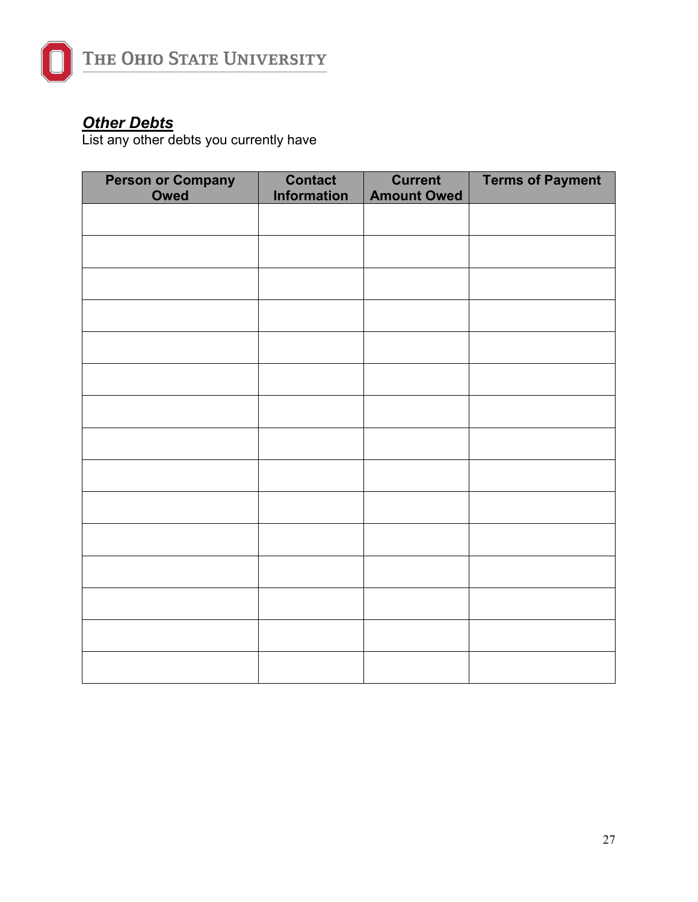## ***Other Debts***

List any other debts you currently have

| Person or Company Owed | Contact Information | Current Amount Owed | Terms of Payment |
| --- | --- | --- | --- |
| | | | |
| | | | |
| | | | |
| | | | |
| | | | |
| | | | |
| | | | |
| | | | |
| | | | |
| | | | |
| | | | |
| | | | |
| | | | |
| | | | |
| | | | |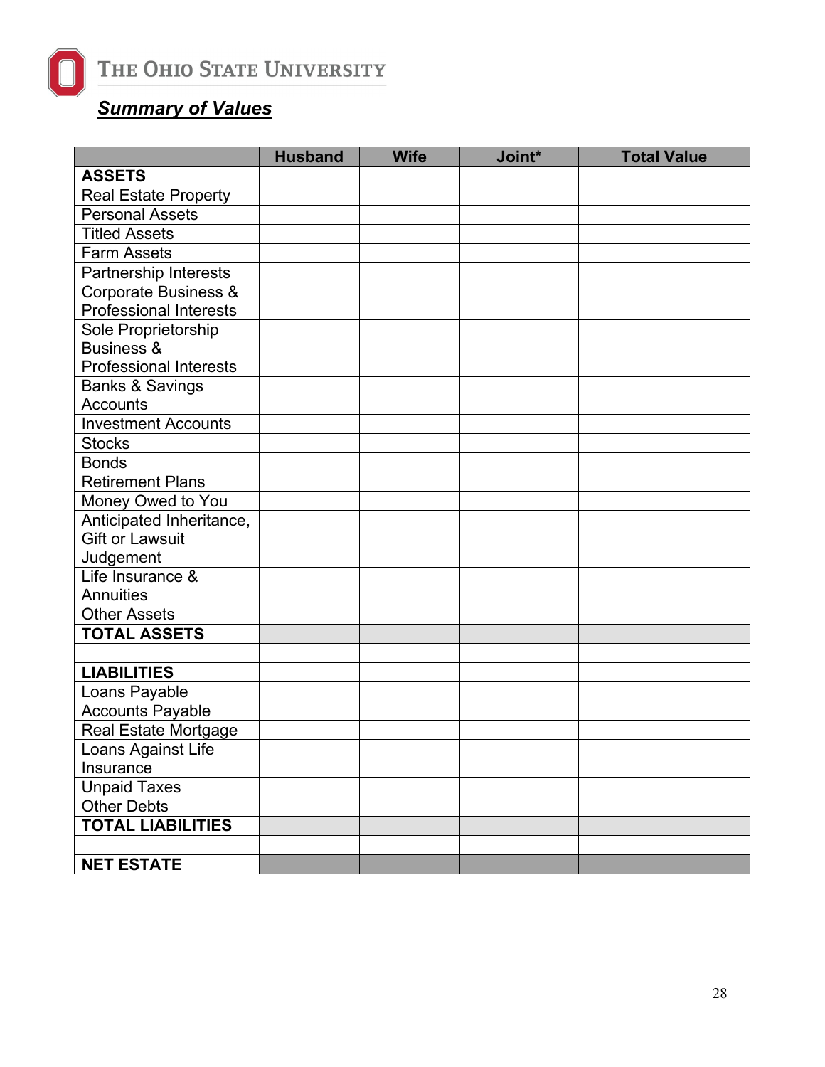# The Ohio State University

## *Summary of Values*

| | Husband | Wife | Joint* | Total Value |
|---|---|---|---|---|
| **ASSETS** | | | | |
| Real Estate Property | | | | |
| Personal Assets | | | | |
| Titled Assets | | | | |
| Farm Assets | | | | |
| Partnership Interests | | | | |
| Corporate Business & Professional Interests | | | | |
| Sole Proprietorship Business & Professional Interests | | | | |
| Banks & Savings Accounts | | | | |
| Investment Accounts | | | | |
| Stocks | | | | |
| Bonds | | | | |
| Retirement Plans | | | | |
| Money Owed to You | | | | |
| Anticipated Inheritance, Gift or Lawsuit Judgement | | | | |
| Life Insurance & Annuities | | | | |
| Other Assets | | | | |
| **TOTAL ASSETS** | | | | |
| | | | | |
| **LIABILITIES** | | | | |
| Loans Payable | | | | |
| Accounts Payable | | | | |
| Real Estate Mortgage | | | | |
| Loans Against Life Insurance | | | | |
| Unpaid Taxes | | | | |
| Other Debts | | | | |
| **TOTAL LIABILITIES** | | | | |
| | | | | |
| **NET ESTATE** | | | | |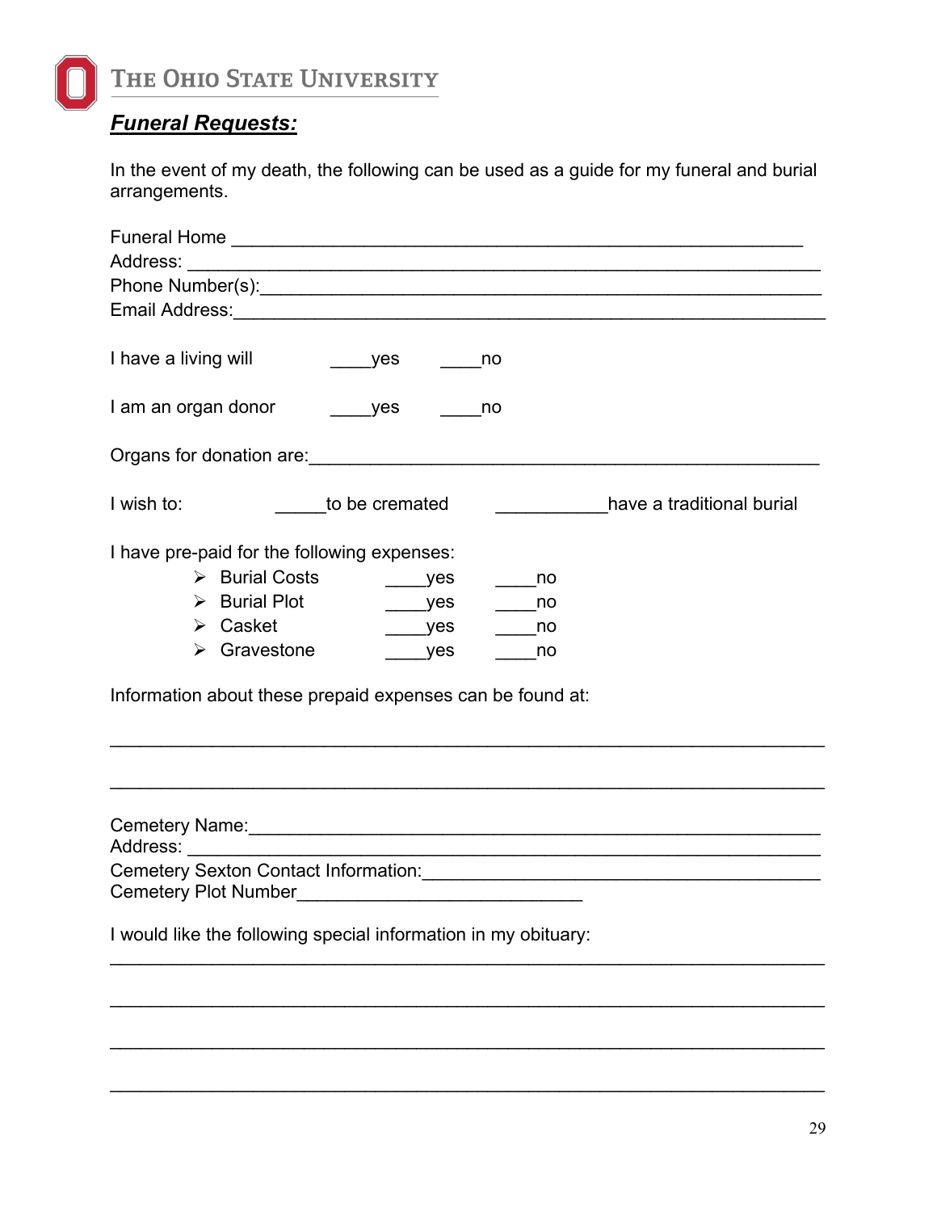## ***Funeral Requests:***

In the event of my death, the following can be used as a guide for my funeral and burial arrangements.

Funeral Home ___________________________________________________________
Address: _______________________________________________________________
Phone Number(s):_________________________________________________________
Email Address:____________________________________________________________

I have a living will ____yes ____no

I am an organ donor ____yes ____no

Organs for donation are:___________________________________________________

I wish to: _____to be cremated ___________have a traditional burial

I have pre-paid for the following expenses:

- Burial Costs ____yes ____no
- Burial Plot ____yes ____no
- Casket ____yes ____no
- Gravestone ____yes ____no

Information about these prepaid expenses can be found at:

_________________________________________________________________________

_________________________________________________________________________

Cemetery Name:___________________________________________________________
Address: ________________________________________________________________
Cemetery Sexton Contact Information:_______________________________________
Cemetery Plot Number____________________________

I would like the following special information in my obituary:

_________________________________________________________________________

_________________________________________________________________________

_________________________________________________________________________

_________________________________________________________________________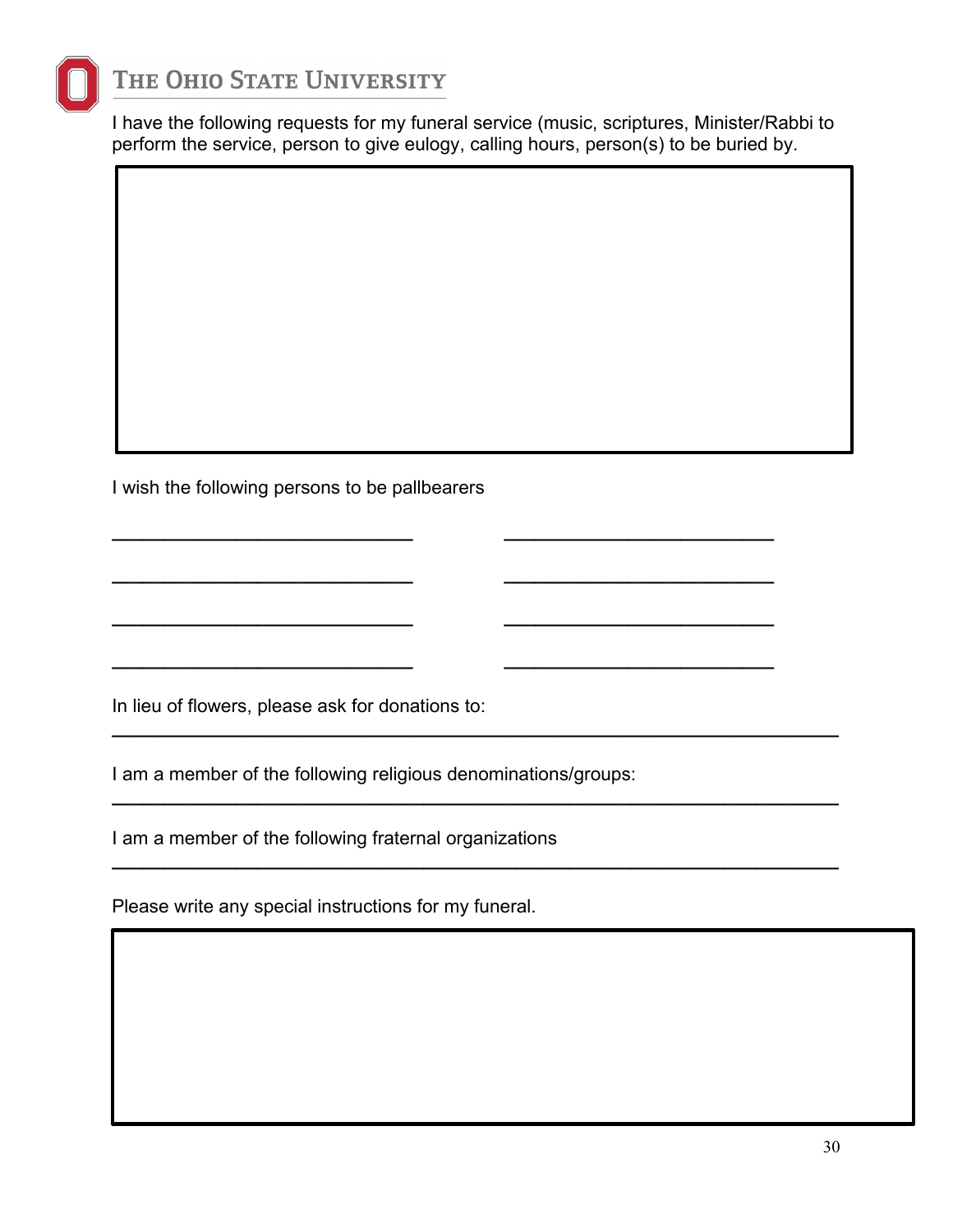I have the following requests for my funeral service (music, scriptures, Minister/Rabbi to perform the service, person to give eulogy, calling hours, person(s) to be buried by.

I wish the following persons to be pallbearers

\_\_\_\_\_\_\_\_\_\_\_\_\_\_\_\_\_\_\_\_\_\_\_\_\_\_\_\_ \_\_\_\_\_\_\_\_\_\_\_\_\_\_\_\_\_\_\_\_\_\_\_\_\_\_\_\_

\_\_\_\_\_\_\_\_\_\_\_\_\_\_\_\_\_\_\_\_\_\_\_\_\_\_\_\_ \_\_\_\_\_\_\_\_\_\_\_\_\_\_\_\_\_\_\_\_\_\_\_\_\_\_\_\_

\_\_\_\_\_\_\_\_\_\_\_\_\_\_\_\_\_\_\_\_\_\_\_\_\_\_\_\_ \_\_\_\_\_\_\_\_\_\_\_\_\_\_\_\_\_\_\_\_\_\_\_\_\_\_\_\_

\_\_\_\_\_\_\_\_\_\_\_\_\_\_\_\_\_\_\_\_\_\_\_\_\_\_\_\_ \_\_\_\_\_\_\_\_\_\_\_\_\_\_\_\_\_\_\_\_\_\_\_\_\_\_\_\_

In lieu of flowers, please ask for donations to:
\_\_\_\_\_\_\_\_\_\_\_\_\_\_\_\_\_\_\_\_\_\_\_\_\_\_\_\_\_\_\_\_\_\_\_\_\_\_\_\_\_\_\_\_\_\_\_\_\_\_\_\_\_\_\_\_\_\_\_\_

I am a member of the following religious denominations/groups:
\_\_\_\_\_\_\_\_\_\_\_\_\_\_\_\_\_\_\_\_\_\_\_\_\_\_\_\_\_\_\_\_\_\_\_\_\_\_\_\_\_\_\_\_\_\_\_\_\_\_\_\_\_\_\_\_\_\_\_\_

I am a member of the following fraternal organizations
\_\_\_\_\_\_\_\_\_\_\_\_\_\_\_\_\_\_\_\_\_\_\_\_\_\_\_\_\_\_\_\_\_\_\_\_\_\_\_\_\_\_\_\_\_\_\_\_\_\_\_\_\_\_\_\_\_\_\_\_

Please write any special instructions for my funeral.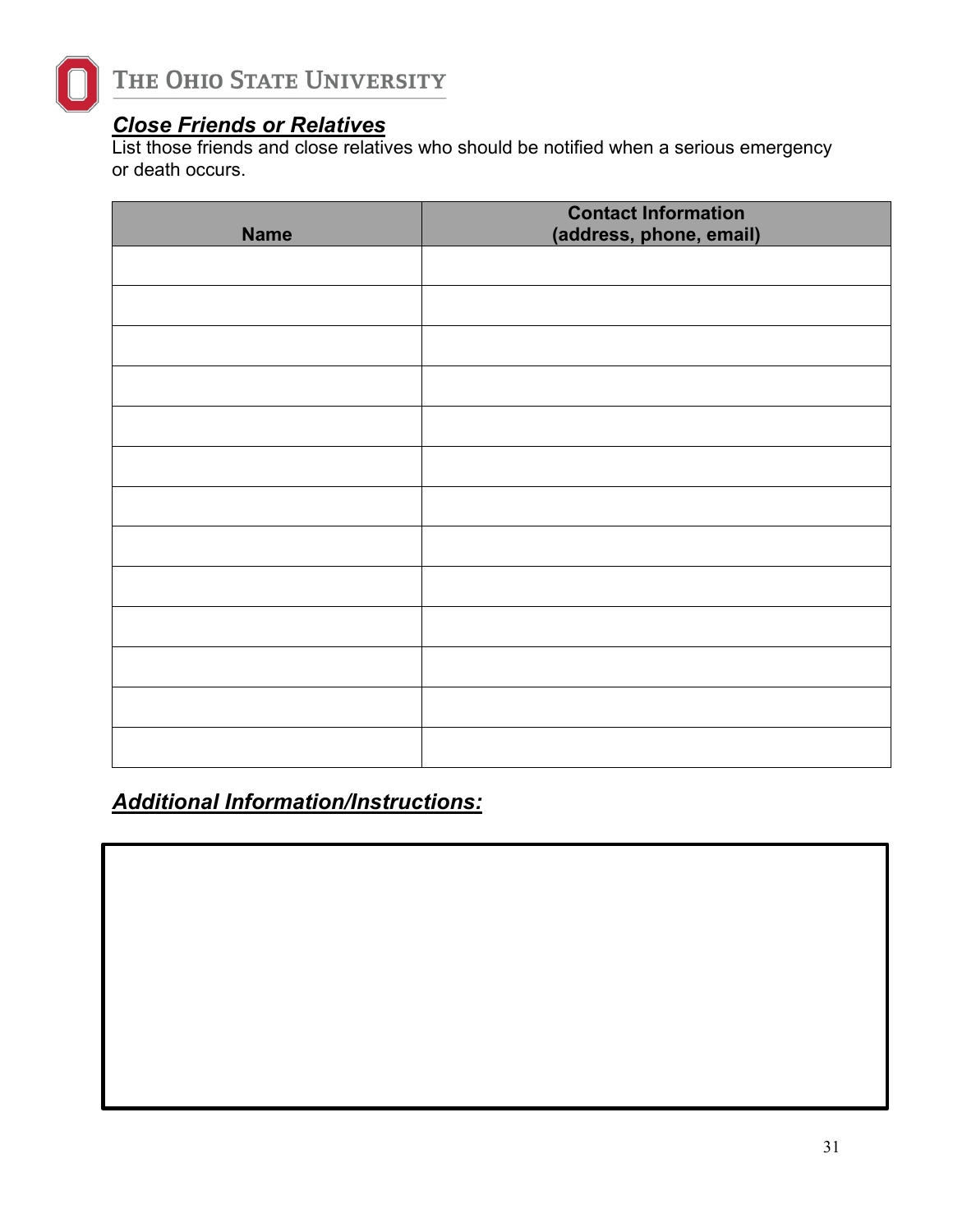## ***Close Friends or Relatives***

List those friends and close relatives who should be notified when a serious emergency or death occurs.

| Name | Contact Information (address, phone, email) |
|---|---|
| | |
| | |
| | |
| | |
| | |
| | |
| | |
| | |
| | |
| | |
| | |
| | |
| | |

## ***Additional Information/Instructions:***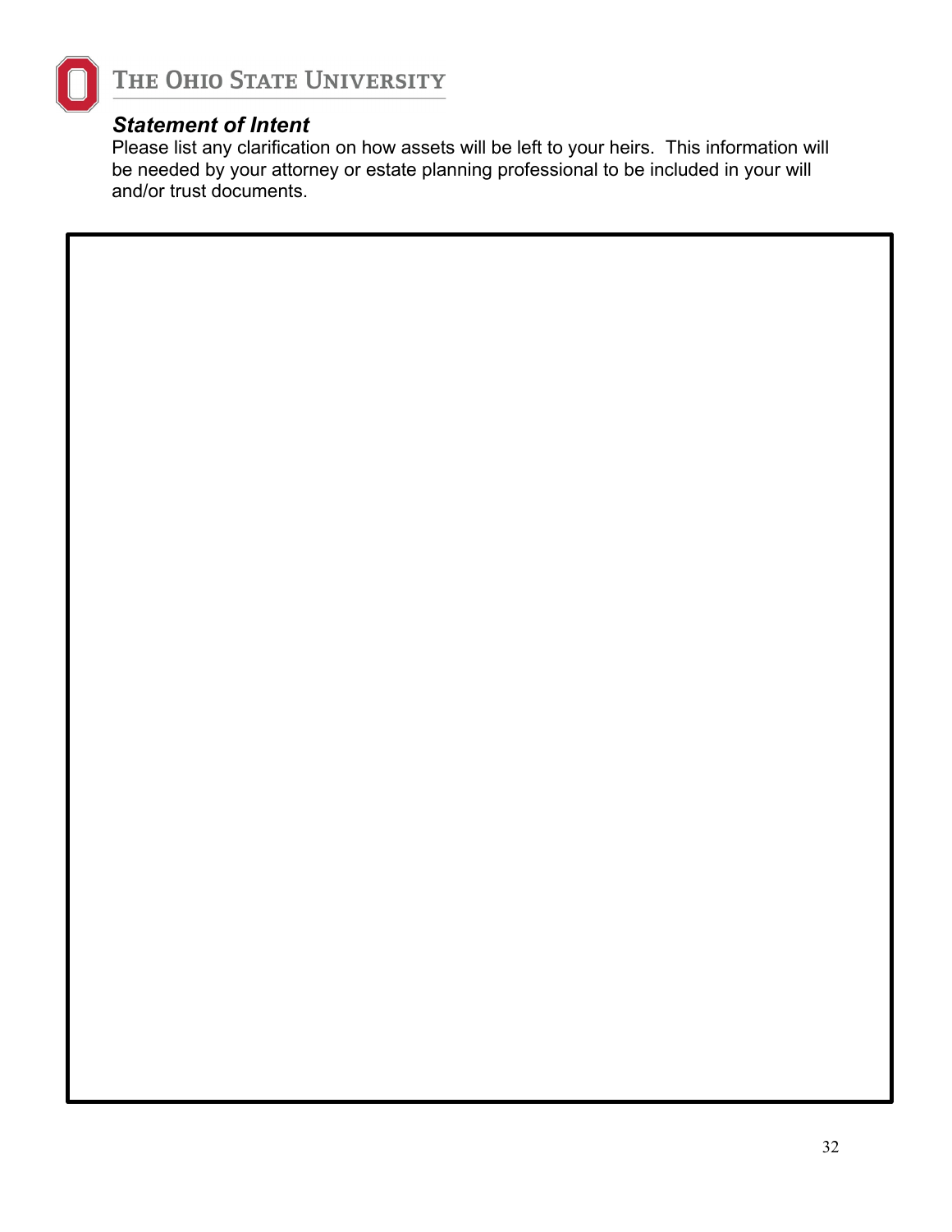## *Statement of Intent*

Please list any clarification on how assets will be left to your heirs. This information will be needed by your attorney or estate planning professional to be included in your will and/or trust documents.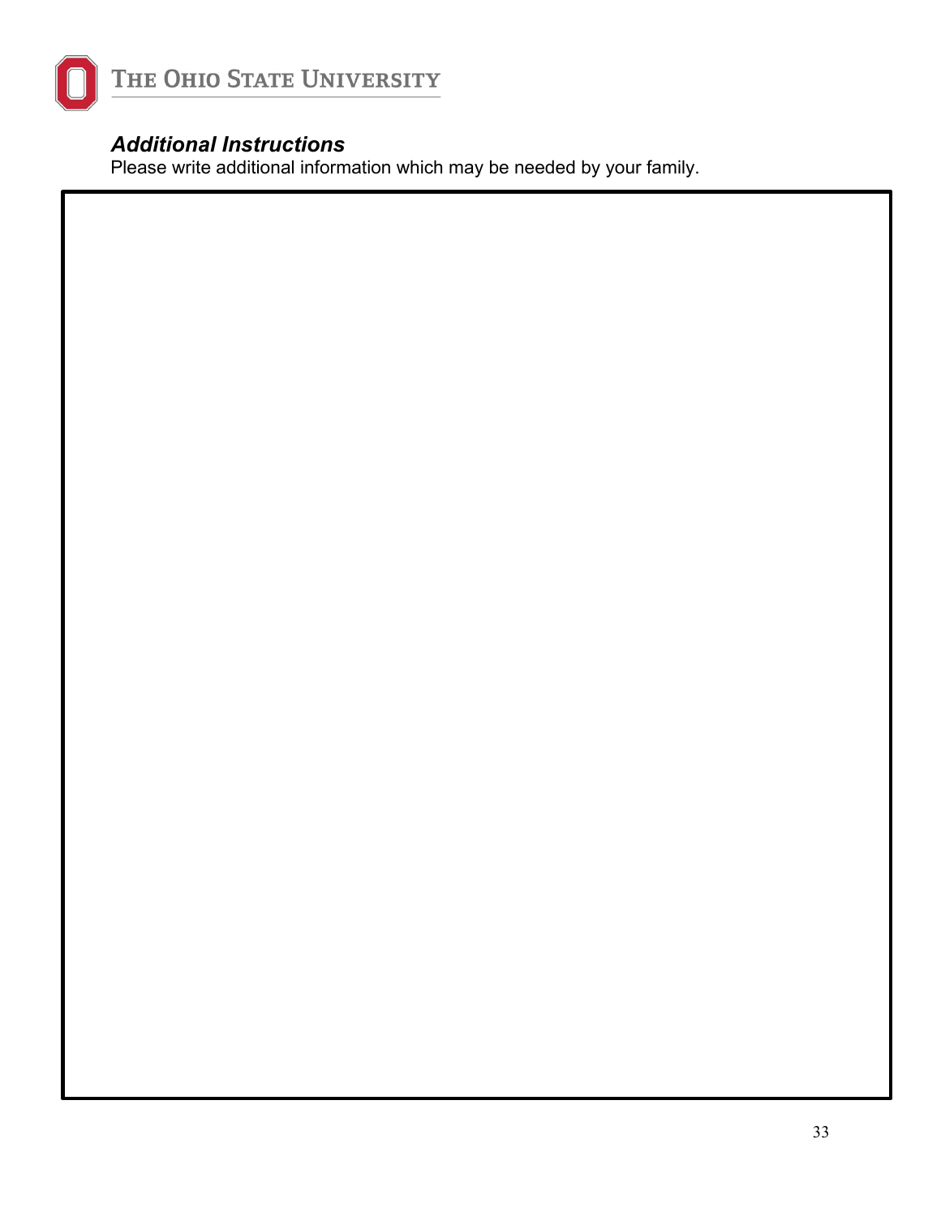## *Additional Instructions*

Please write additional information which may be needed by your family.